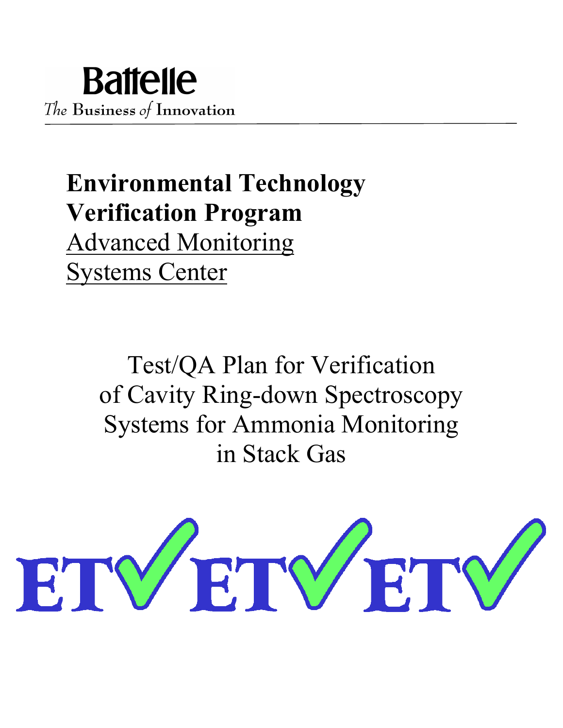Battelle

*The* Business *of* Innovation

# Environmental Technology Verification Program

Advanced Monitoring Systems Center

## Test/QA Plan for Verification of Cavity Ring-down Spectroscopy Systems for Ammonia Monitoring in Stack Gas

ETV ETV ETV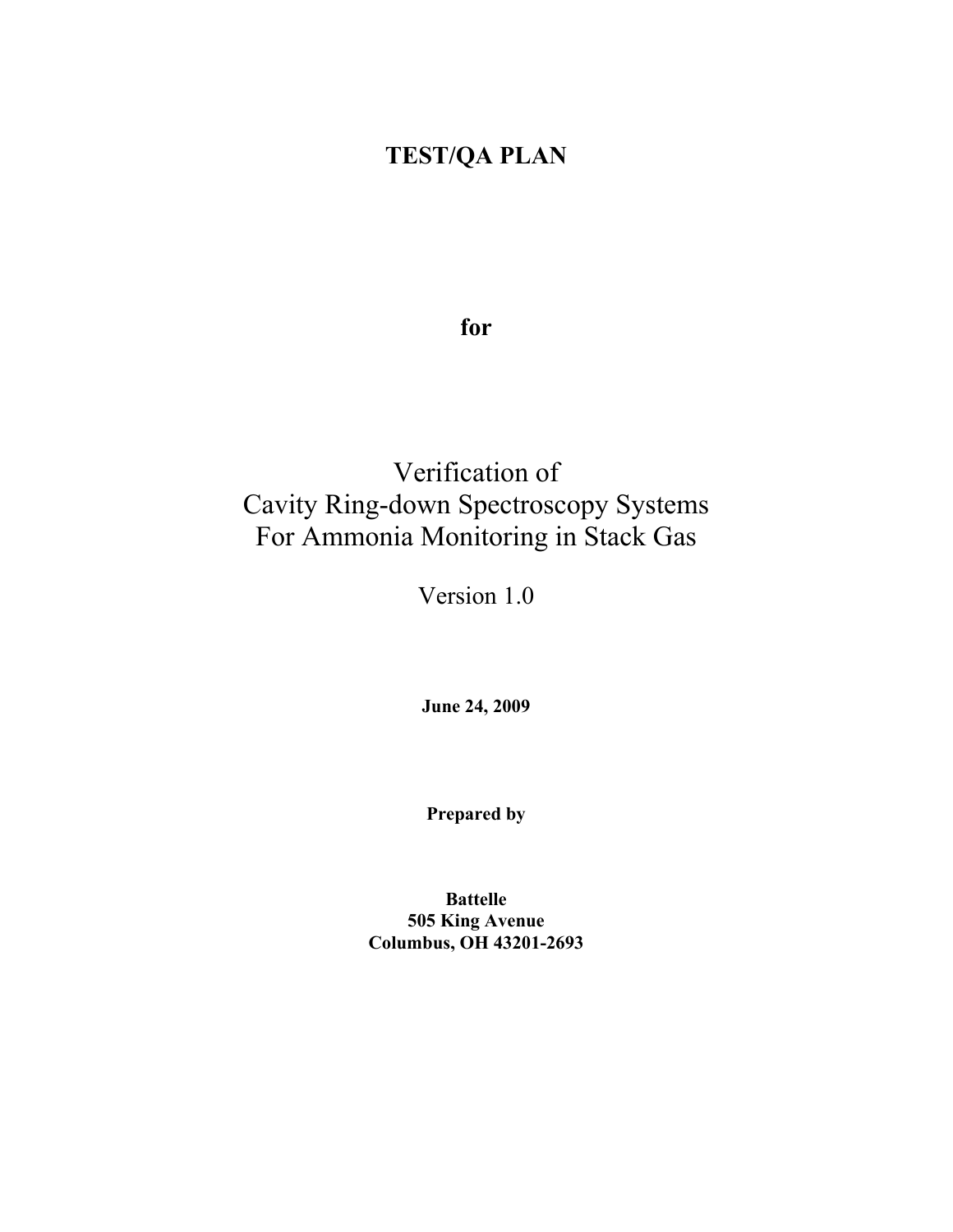# TEST/QA PLAN

**for**

# Verification of Cavity Ring-down Spectroscopy Systems For Ammonia Monitoring in Stack Gas

Version 1.0

**June 24, 2009**

**Prepared by**

**Battelle**
**505 King Avenue**
**Columbus, OH 43201-2693**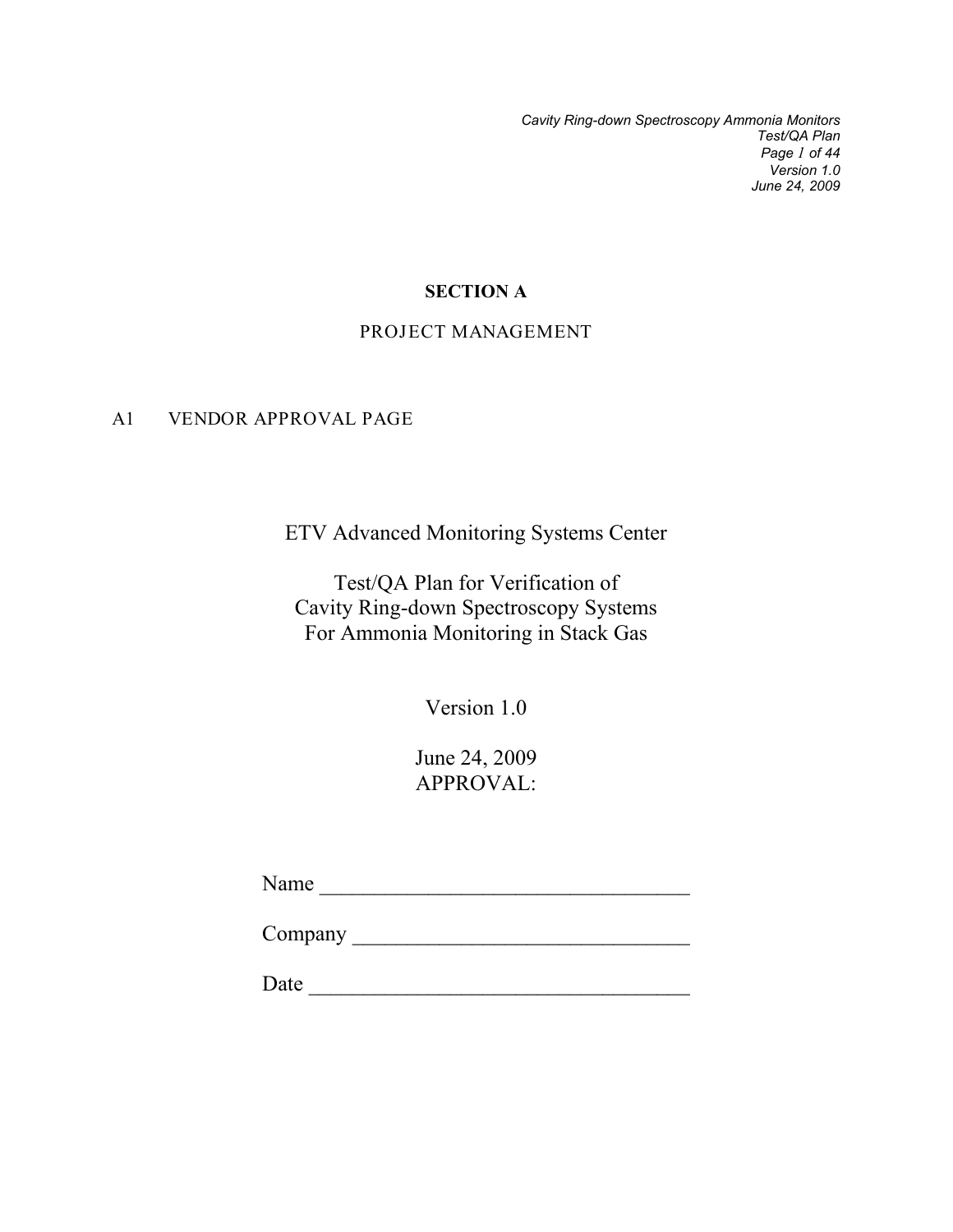# SECTION A

## PROJECT MANAGEMENT

### A1 VENDOR APPROVAL PAGE

ETV Advanced Monitoring Systems Center

Test/QA Plan for Verification of
Cavity Ring-down Spectroscopy Systems
For Ammonia Monitoring in Stack Gas

Version 1.0

June 24, 2009
APPROVAL:

Name ________________________________

Company ______________________________

Date _________________________________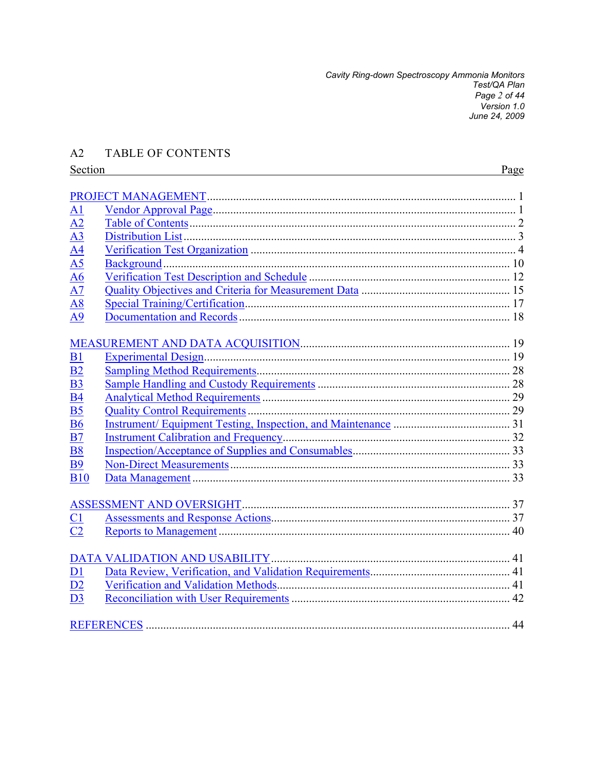## A2 TABLE OF CONTENTS

| Section | | Page |
|---|---|---|
| PROJECT MANAGEMENT | | 1 |
| A1 | Vendor Approval Page | 1 |
| A2 | Table of Contents | 2 |
| A3 | Distribution List | 3 |
| A4 | Verification Test Organization | 4 |
| A5 | Background | 10 |
| A6 | Verification Test Description and Schedule | 12 |
| A7 | Quality Objectives and Criteria for Measurement Data | 15 |
| A8 | Special Training/Certification | 17 |
| A9 | Documentation and Records | 18 |
| MEASUREMENT AND DATA ACQUISITION | | 19 |
| B1 | Experimental Design | 19 |
| B2 | Sampling Method Requirements | 28 |
| B3 | Sample Handling and Custody Requirements | 28 |
| B4 | Analytical Method Requirements | 29 |
| B5 | Quality Control Requirements | 29 |
| B6 | Instrument/ Equipment Testing, Inspection, and Maintenance | 31 |
| B7 | Instrument Calibration and Frequency | 32 |
| B8 | Inspection/Acceptance of Supplies and Consumables | 33 |
| B9 | Non-Direct Measurements | 33 |
| B10 | Data Management | 33 |
| ASSESSMENT AND OVERSIGHT | | 37 |
| C1 | Assessments and Response Actions | 37 |
| C2 | Reports to Management | 40 |
| DATA VALIDATION AND USABILITY | | 41 |
| D1 | Data Review, Verification, and Validation Requirements | 41 |
| D2 | Verification and Validation Methods | 41 |
| D3 | Reconciliation with User Requirements | 42 |
| REFERENCES | | 44 |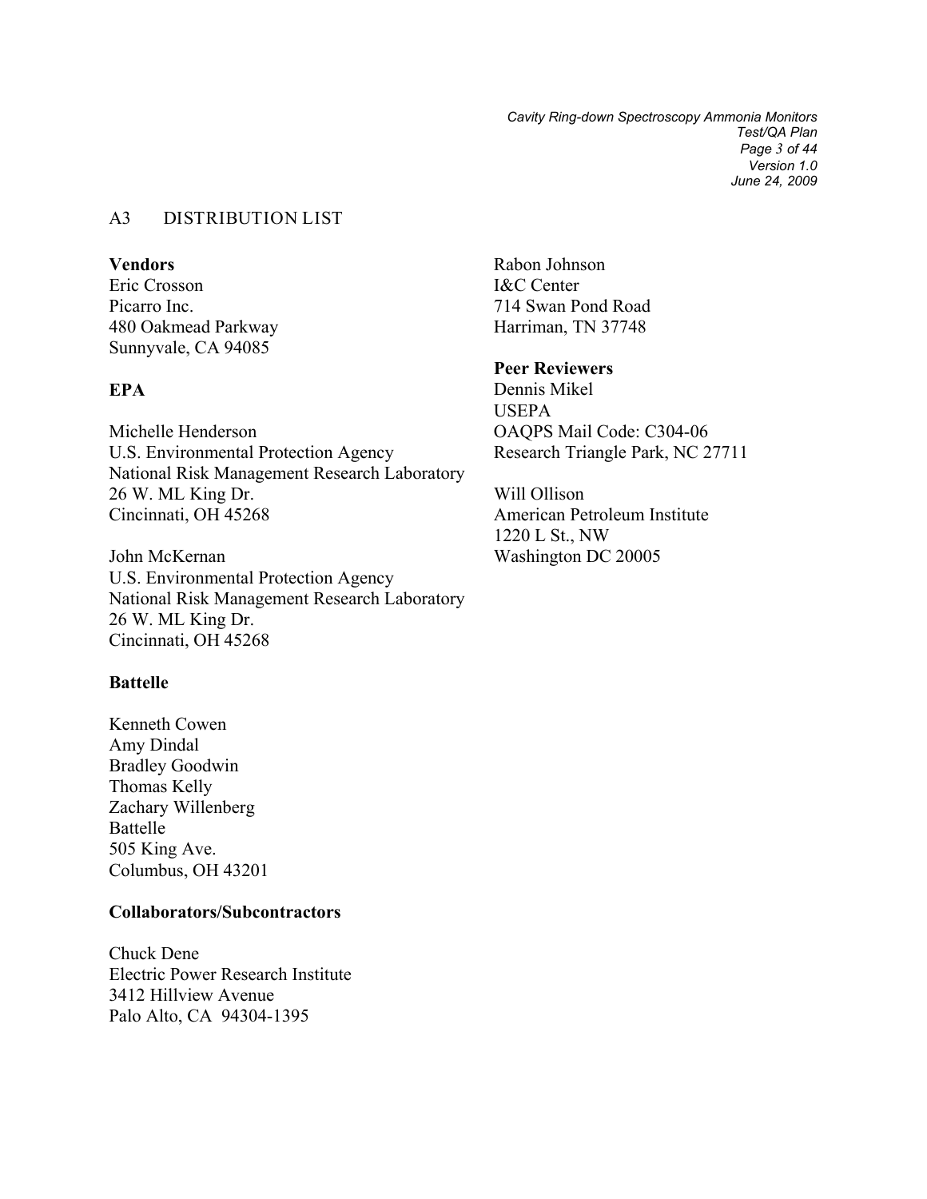## A3 DISTRIBUTION LIST

**Vendors**

Eric Crosson
Picarro Inc.
480 Oakmead Parkway
Sunnyvale, CA 94085

**EPA**

Michelle Henderson
U.S. Environmental Protection Agency
National Risk Management Research Laboratory
26 W. ML King Dr.
Cincinnati, OH 45268

John McKernan
U.S. Environmental Protection Agency
National Risk Management Research Laboratory
26 W. ML King Dr.
Cincinnati, OH 45268

**Battelle**

Kenneth Cowen
Amy Dindal
Bradley Goodwin
Thomas Kelly
Zachary Willenberg
Battelle
505 King Ave.
Columbus, OH 43201

**Collaborators/Subcontractors**

Chuck Dene
Electric Power Research Institute
3412 Hillview Avenue
Palo Alto, CA 94304-1395

Rabon Johnson
I&C Center
714 Swan Pond Road
Harriman, TN 37748

**Peer Reviewers**

Dennis Mikel
USEPA
OAQPS Mail Code: C304-06
Research Triangle Park, NC 27711

Will Ollison
American Petroleum Institute
1220 L St., NW
Washington DC 20005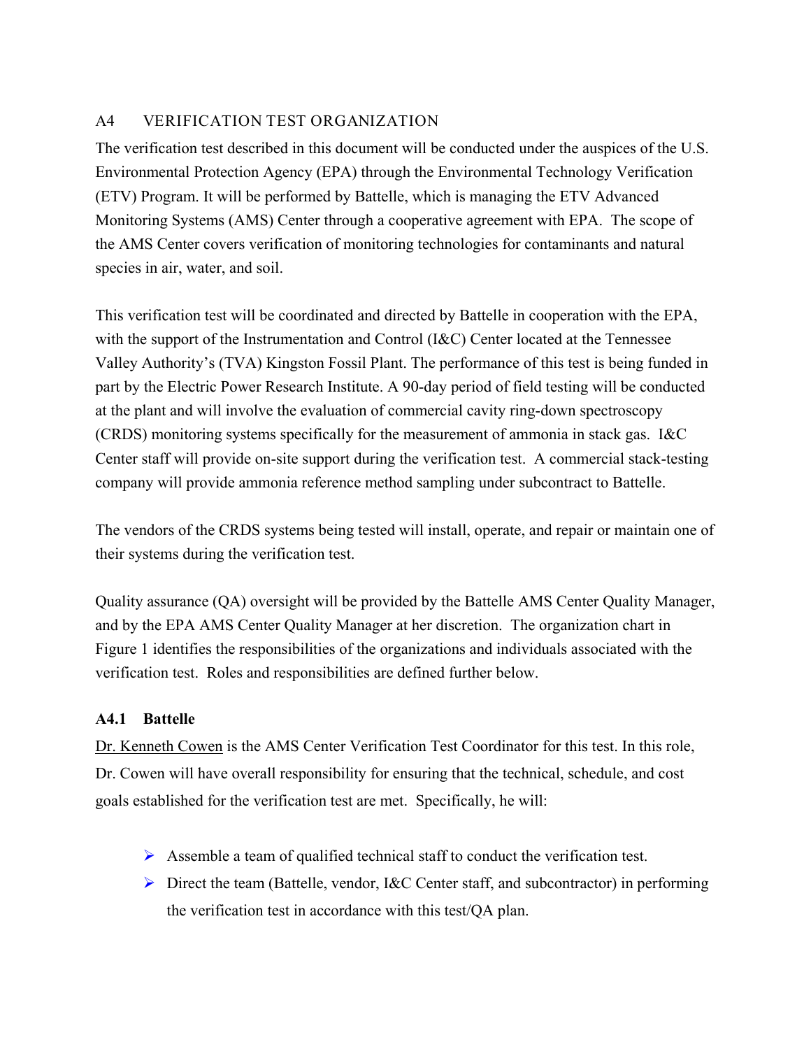## A4 VERIFICATION TEST ORGANIZATION

The verification test described in this document will be conducted under the auspices of the U.S. Environmental Protection Agency (EPA) through the Environmental Technology Verification (ETV) Program. It will be performed by Battelle, which is managing the ETV Advanced Monitoring Systems (AMS) Center through a cooperative agreement with EPA. The scope of the AMS Center covers verification of monitoring technologies for contaminants and natural species in air, water, and soil.

This verification test will be coordinated and directed by Battelle in cooperation with the EPA, with the support of the Instrumentation and Control (I&C) Center located at the Tennessee Valley Authority's (TVA) Kingston Fossil Plant. The performance of this test is being funded in part by the Electric Power Research Institute. A 90-day period of field testing will be conducted at the plant and will involve the evaluation of commercial cavity ring-down spectroscopy (CRDS) monitoring systems specifically for the measurement of ammonia in stack gas. I&C Center staff will provide on-site support during the verification test. A commercial stack-testing company will provide ammonia reference method sampling under subcontract to Battelle.

The vendors of the CRDS systems being tested will install, operate, and repair or maintain one of their systems during the verification test.

Quality assurance (QA) oversight will be provided by the Battelle AMS Center Quality Manager, and by the EPA AMS Center Quality Manager at her discretion. The organization chart in Figure 1 identifies the responsibilities of the organizations and individuals associated with the verification test. Roles and responsibilities are defined further below.

### A4.1 Battelle

Dr. Kenneth Cowen is the AMS Center Verification Test Coordinator for this test. In this role, Dr. Cowen will have overall responsibility for ensuring that the technical, schedule, and cost goals established for the verification test are met. Specifically, he will:

- Assemble a team of qualified technical staff to conduct the verification test.
- Direct the team (Battelle, vendor, I&C Center staff, and subcontractor) in performing the verification test in accordance with this test/QA plan.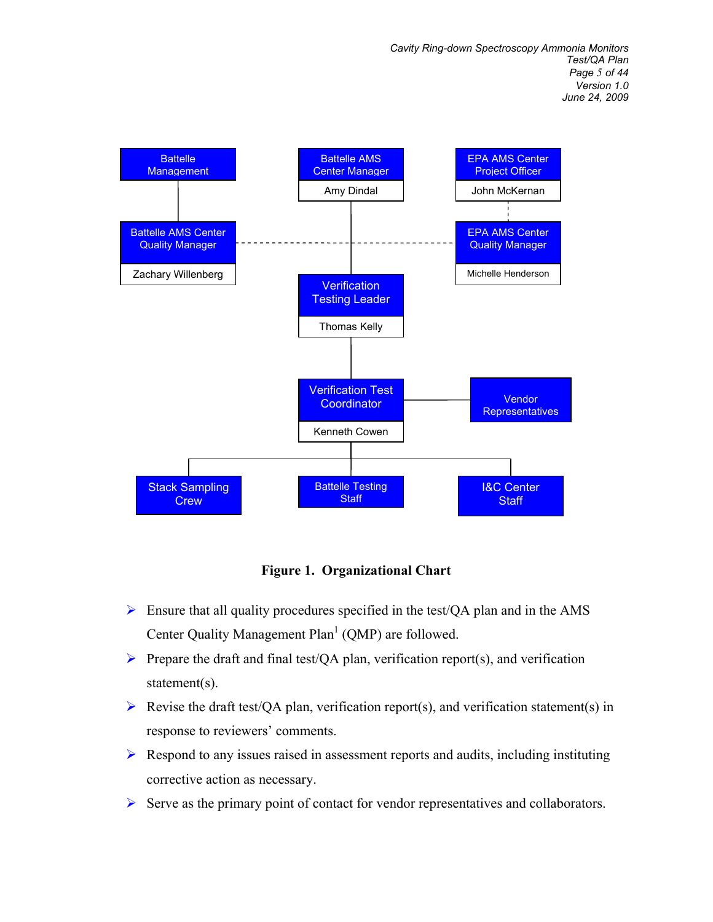Battelle Management

Battelle AMS Center Manager — Amy Dindal

EPA AMS Center Project Officer — John McKernan

Battelle AMS Center Quality Manager — Zachary Willenberg

EPA AMS Center Quality Manager — Michelle Henderson

Verification Testing Leader — Thomas Kelly

Verification Test Coordinator — Kenneth Cowen

Vendor Representatives

Stack Sampling Crew

Battelle Testing Staff

I&C Center Staff

**Figure 1. Organizational Chart**

- Ensure that all quality procedures specified in the test/QA plan and in the AMS Center Quality Management Plan[1] (QMP) are followed.
- Prepare the draft and final test/QA plan, verification report(s), and verification statement(s).
- Revise the draft test/QA plan, verification report(s), and verification statement(s) in response to reviewers' comments.
- Respond to any issues raised in assessment reports and audits, including instituting corrective action as necessary.
- Serve as the primary point of contact for vendor representatives and collaborators.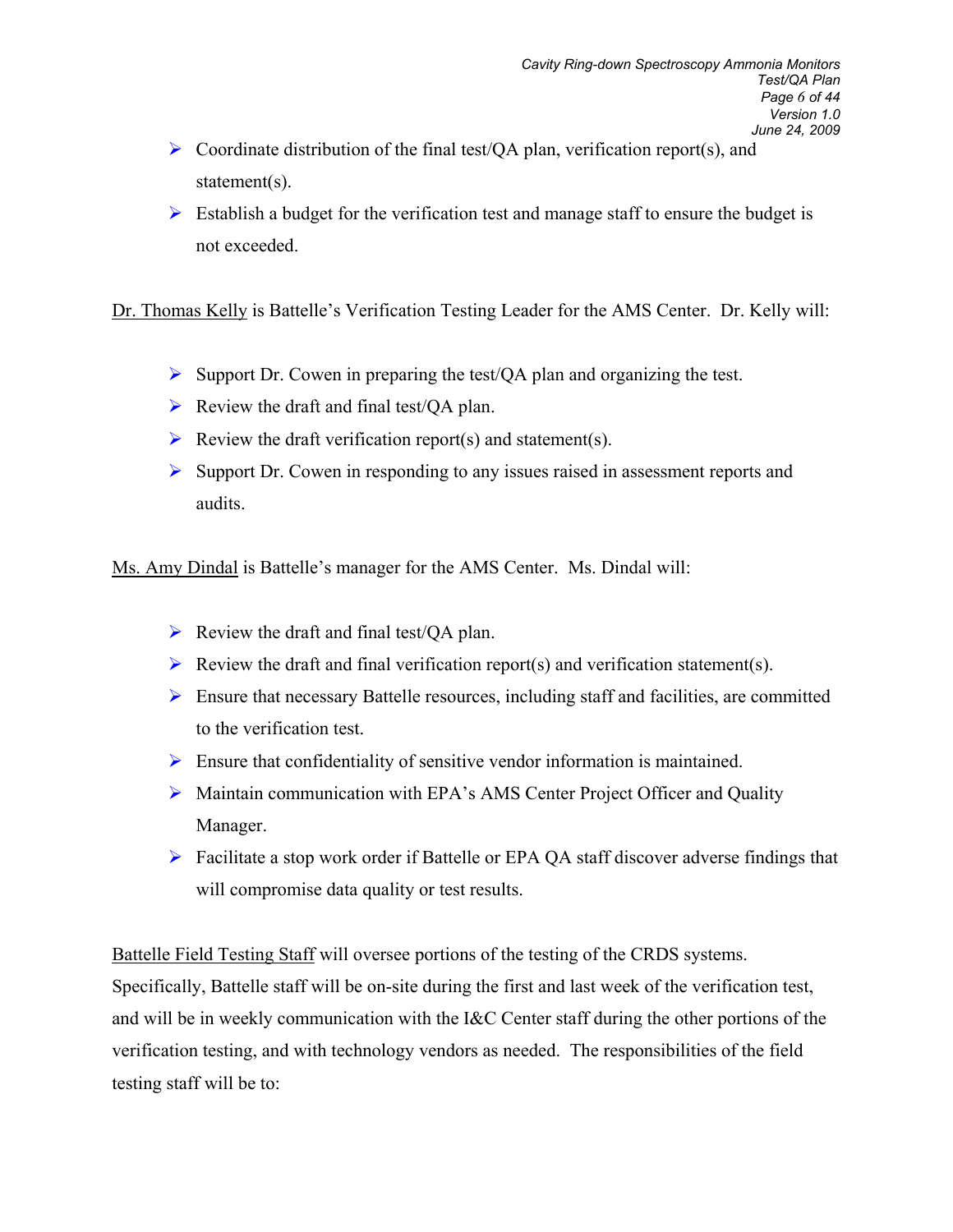- Coordinate distribution of the final test/QA plan, verification report(s), and statement(s).
- Establish a budget for the verification test and manage staff to ensure the budget is not exceeded.

Dr. Thomas Kelly is Battelle's Verification Testing Leader for the AMS Center. Dr. Kelly will:

- Support Dr. Cowen in preparing the test/QA plan and organizing the test.
- Review the draft and final test/QA plan.
- Review the draft verification report(s) and statement(s).
- Support Dr. Cowen in responding to any issues raised in assessment reports and audits.

Ms. Amy Dindal is Battelle's manager for the AMS Center. Ms. Dindal will:

- Review the draft and final test/QA plan.
- Review the draft and final verification report(s) and verification statement(s).
- Ensure that necessary Battelle resources, including staff and facilities, are committed to the verification test.
- Ensure that confidentiality of sensitive vendor information is maintained.
- Maintain communication with EPA's AMS Center Project Officer and Quality Manager.
- Facilitate a stop work order if Battelle or EPA QA staff discover adverse findings that will compromise data quality or test results.

Battelle Field Testing Staff will oversee portions of the testing of the CRDS systems. Specifically, Battelle staff will be on-site during the first and last week of the verification test, and will be in weekly communication with the I&C Center staff during the other portions of the verification testing, and with technology vendors as needed. The responsibilities of the field testing staff will be to: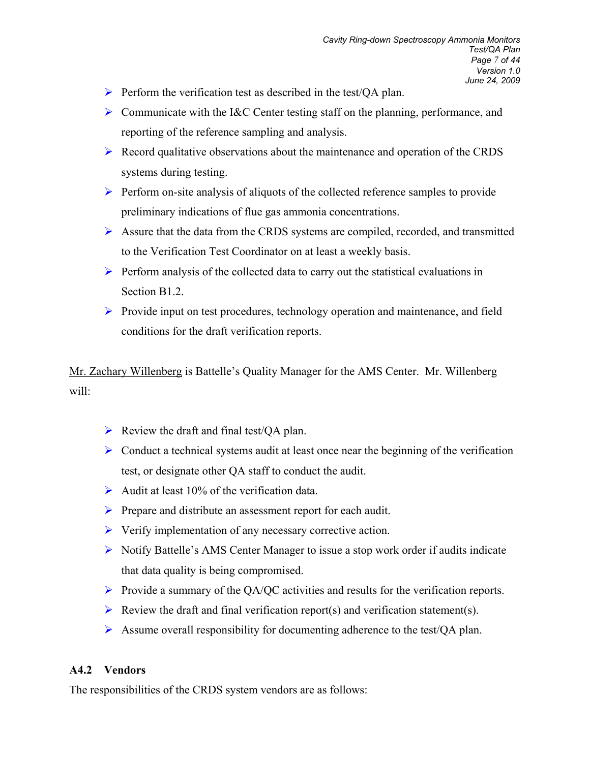- Perform the verification test as described in the test/QA plan.
- Communicate with the I&C Center testing staff on the planning, performance, and reporting of the reference sampling and analysis.
- Record qualitative observations about the maintenance and operation of the CRDS systems during testing.
- Perform on-site analysis of aliquots of the collected reference samples to provide preliminary indications of flue gas ammonia concentrations.
- Assure that the data from the CRDS systems are compiled, recorded, and transmitted to the Verification Test Coordinator on at least a weekly basis.
- Perform analysis of the collected data to carry out the statistical evaluations in Section B1.2.
- Provide input on test procedures, technology operation and maintenance, and field conditions for the draft verification reports.

Mr. Zachary Willenberg is Battelle's Quality Manager for the AMS Center. Mr. Willenberg will:

- Review the draft and final test/QA plan.
- Conduct a technical systems audit at least once near the beginning of the verification test, or designate other QA staff to conduct the audit.
- Audit at least 10% of the verification data.
- Prepare and distribute an assessment report for each audit.
- Verify implementation of any necessary corrective action.
- Notify Battelle's AMS Center Manager to issue a stop work order if audits indicate that data quality is being compromised.
- Provide a summary of the QA/QC activities and results for the verification reports.
- Review the draft and final verification report(s) and verification statement(s).
- Assume overall responsibility for documenting adherence to the test/QA plan.

### A4.2 Vendors

The responsibilities of the CRDS system vendors are as follows: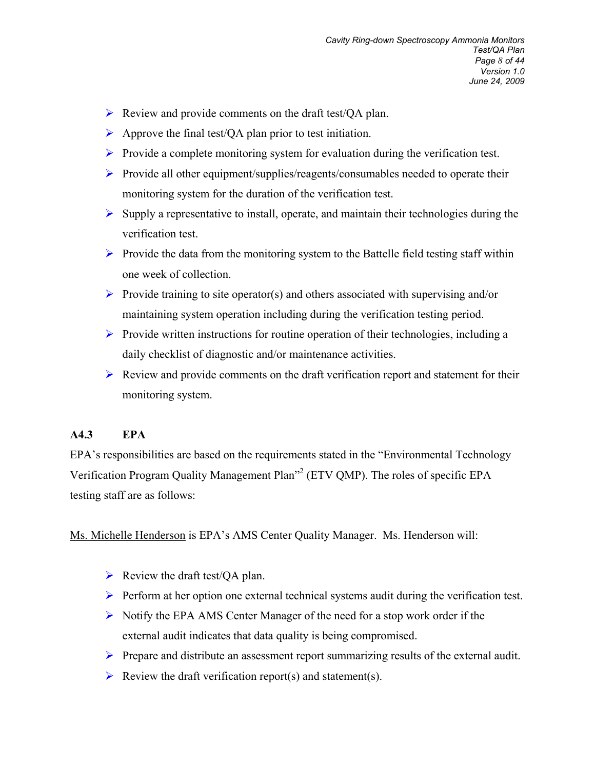- Review and provide comments on the draft test/QA plan.
- Approve the final test/QA plan prior to test initiation.
- Provide a complete monitoring system for evaluation during the verification test.
- Provide all other equipment/supplies/reagents/consumables needed to operate their monitoring system for the duration of the verification test.
- Supply a representative to install, operate, and maintain their technologies during the verification test.
- Provide the data from the monitoring system to the Battelle field testing staff within one week of collection.
- Provide training to site operator(s) and others associated with supervising and/or maintaining system operation including during the verification testing period.
- Provide written instructions for routine operation of their technologies, including a daily checklist of diagnostic and/or maintenance activities.
- Review and provide comments on the draft verification report and statement for their monitoring system.

### A4.3 EPA

EPA's responsibilities are based on the requirements stated in the "Environmental Technology Verification Program Quality Management Plan"[2] (ETV QMP). The roles of specific EPA testing staff are as follows:

Ms. Michelle Henderson is EPA's AMS Center Quality Manager. Ms. Henderson will:

- Review the draft test/QA plan.
- Perform at her option one external technical systems audit during the verification test.
- Notify the EPA AMS Center Manager of the need for a stop work order if the external audit indicates that data quality is being compromised.
- Prepare and distribute an assessment report summarizing results of the external audit.
- Review the draft verification report(s) and statement(s).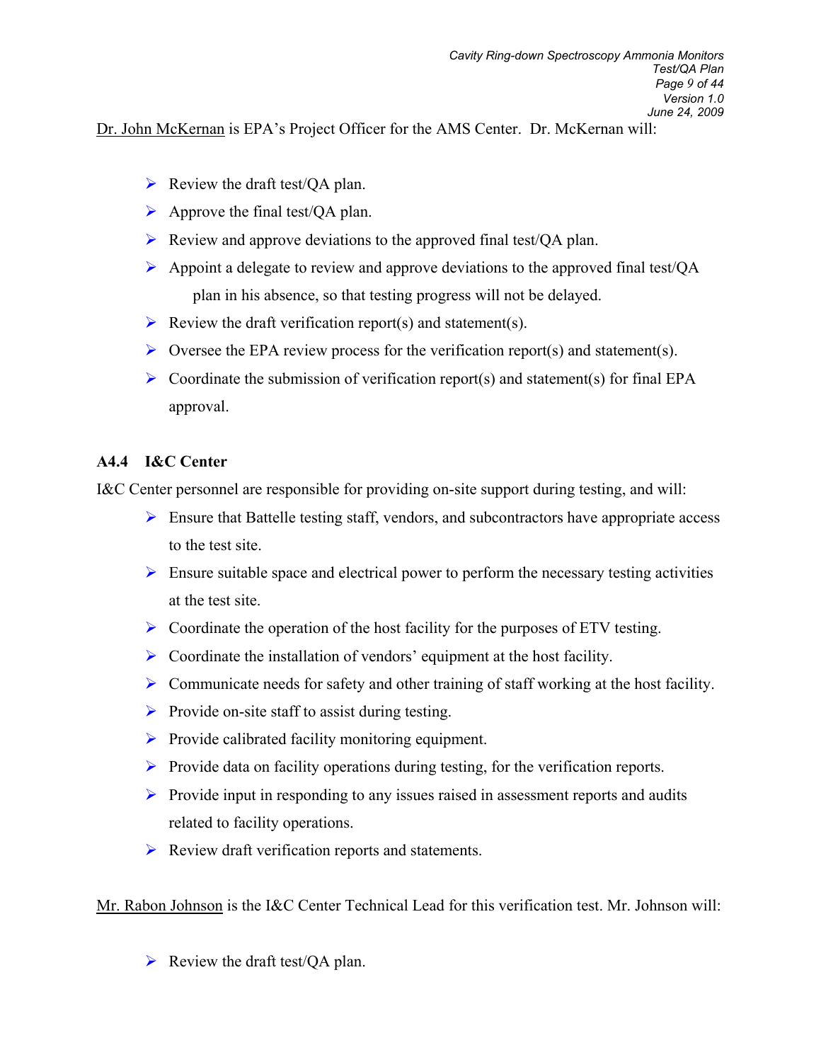Dr. John McKernan is EPA's Project Officer for the AMS Center. Dr. McKernan will:

- Review the draft test/QA plan.
- Approve the final test/QA plan.
- Review and approve deviations to the approved final test/QA plan.
- Appoint a delegate to review and approve deviations to the approved final test/QA plan in his absence, so that testing progress will not be delayed.
- Review the draft verification report(s) and statement(s).
- Oversee the EPA review process for the verification report(s) and statement(s).
- Coordinate the submission of verification report(s) and statement(s) for final EPA approval.

### A4.4 I&C Center

I&C Center personnel are responsible for providing on-site support during testing, and will:

- Ensure that Battelle testing staff, vendors, and subcontractors have appropriate access to the test site.
- Ensure suitable space and electrical power to perform the necessary testing activities at the test site.
- Coordinate the operation of the host facility for the purposes of ETV testing.
- Coordinate the installation of vendors' equipment at the host facility.
- Communicate needs for safety and other training of staff working at the host facility.
- Provide on-site staff to assist during testing.
- Provide calibrated facility monitoring equipment.
- Provide data on facility operations during testing, for the verification reports.
- Provide input in responding to any issues raised in assessment reports and audits related to facility operations.
- Review draft verification reports and statements.

Mr. Rabon Johnson is the I&C Center Technical Lead for this verification test. Mr. Johnson will:

- Review the draft test/QA plan.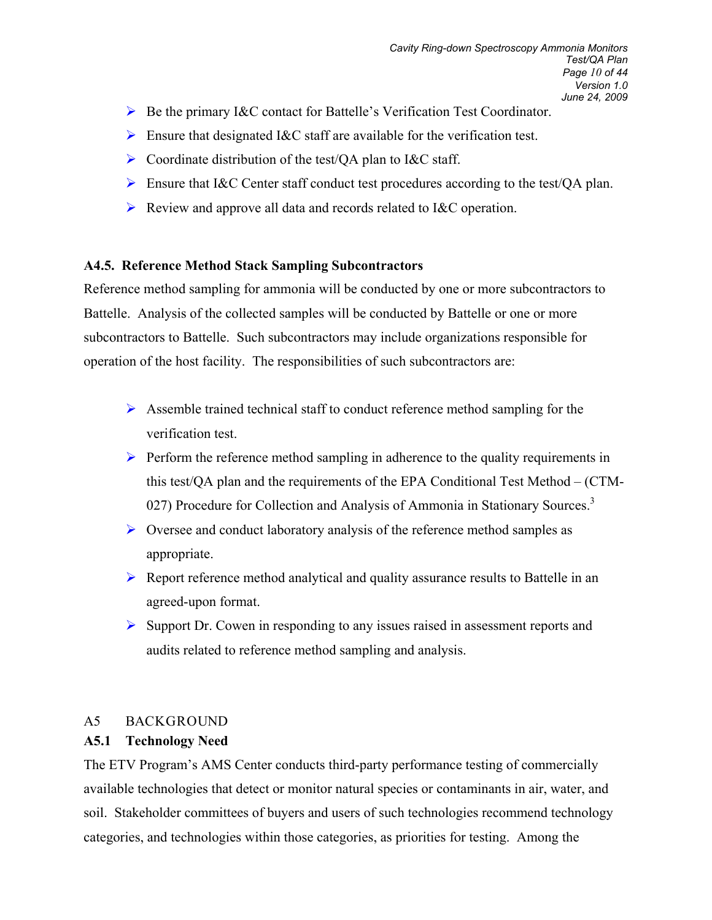- Be the primary I&C contact for Battelle's Verification Test Coordinator.
- Ensure that designated I&C staff are available for the verification test.
- Coordinate distribution of the test/QA plan to I&C staff.
- Ensure that I&C Center staff conduct test procedures according to the test/QA plan.
- Review and approve all data and records related to I&C operation.

### A4.5. Reference Method Stack Sampling Subcontractors

Reference method sampling for ammonia will be conducted by one or more subcontractors to Battelle. Analysis of the collected samples will be conducted by Battelle or one or more subcontractors to Battelle. Such subcontractors may include organizations responsible for operation of the host facility. The responsibilities of such subcontractors are:

- Assemble trained technical staff to conduct reference method sampling for the verification test.
- Perform the reference method sampling in adherence to the quality requirements in this test/QA plan and the requirements of the EPA Conditional Test Method – (CTM-027) Procedure for Collection and Analysis of Ammonia in Stationary Sources.[3]
- Oversee and conduct laboratory analysis of the reference method samples as appropriate.
- Report reference method analytical and quality assurance results to Battelle in an agreed-upon format.
- Support Dr. Cowen in responding to any issues raised in assessment reports and audits related to reference method sampling and analysis.

## A5 BACKGROUND

### A5.1 Technology Need

The ETV Program's AMS Center conducts third-party performance testing of commercially available technologies that detect or monitor natural species or contaminants in air, water, and soil. Stakeholder committees of buyers and users of such technologies recommend technology categories, and technologies within those categories, as priorities for testing. Among the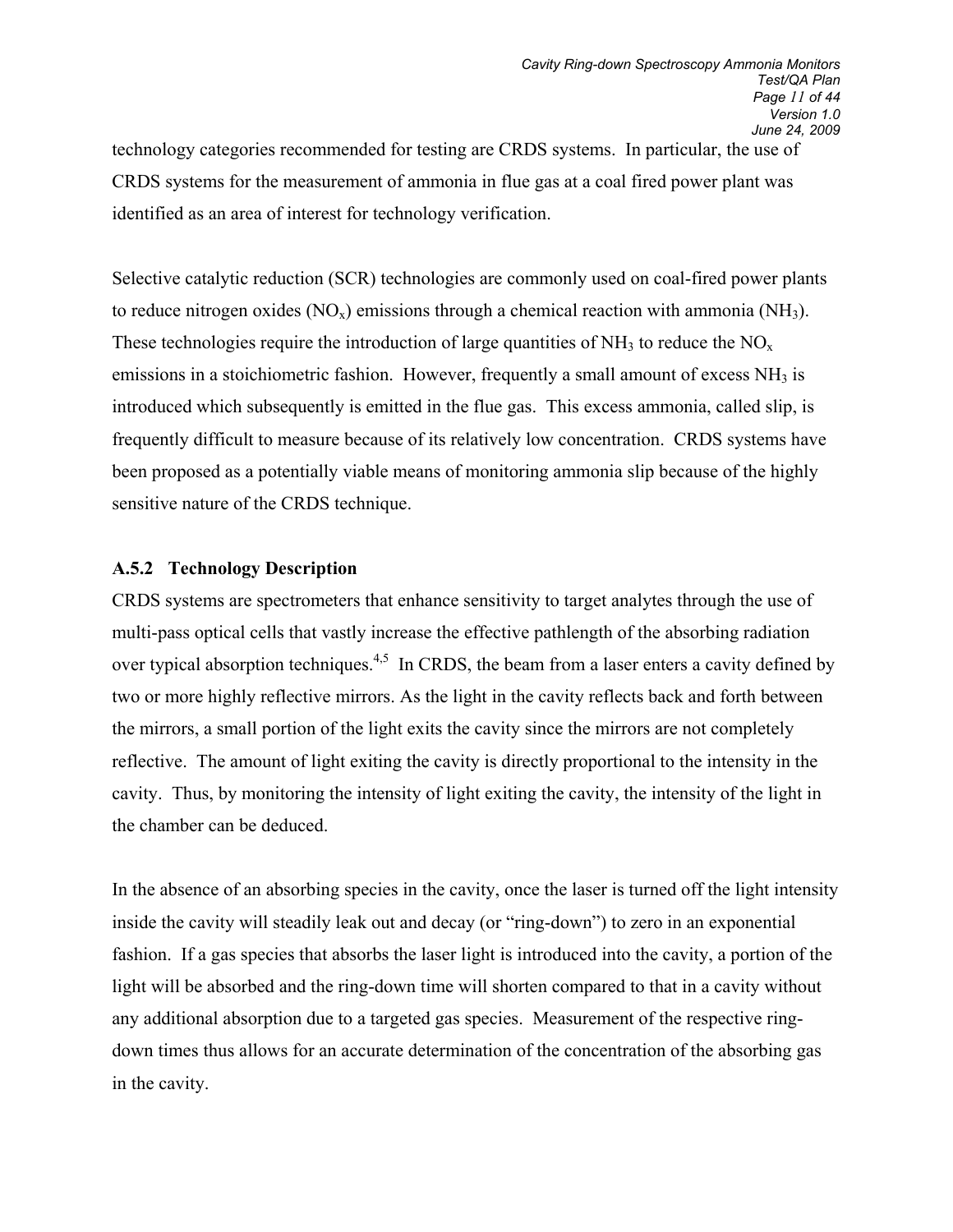technology categories recommended for testing are CRDS systems. In particular, the use of CRDS systems for the measurement of ammonia in flue gas at a coal fired power plant was identified as an area of interest for technology verification.

Selective catalytic reduction (SCR) technologies are commonly used on coal-fired power plants to reduce nitrogen oxides ($NO_x$) emissions through a chemical reaction with ammonia ($NH_3$). These technologies require the introduction of large quantities of $NH_3$ to reduce the $NO_x$ emissions in a stoichiometric fashion. However, frequently a small amount of excess $NH_3$ is introduced which subsequently is emitted in the flue gas. This excess ammonia, called slip, is frequently difficult to measure because of its relatively low concentration. CRDS systems have been proposed as a potentially viable means of monitoring ammonia slip because of the highly sensitive nature of the CRDS technique.

### A.5.2 Technology Description

CRDS systems are spectrometers that enhance sensitivity to target analytes through the use of multi-pass optical cells that vastly increase the effective pathlength of the absorbing radiation over typical absorption techniques.[4,5] In CRDS, the beam from a laser enters a cavity defined by two or more highly reflective mirrors. As the light in the cavity reflects back and forth between the mirrors, a small portion of the light exits the cavity since the mirrors are not completely reflective. The amount of light exiting the cavity is directly proportional to the intensity in the cavity. Thus, by monitoring the intensity of light exiting the cavity, the intensity of the light in the chamber can be deduced.

In the absence of an absorbing species in the cavity, once the laser is turned off the light intensity inside the cavity will steadily leak out and decay (or "ring-down") to zero in an exponential fashion. If a gas species that absorbs the laser light is introduced into the cavity, a portion of the light will be absorbed and the ring-down time will shorten compared to that in a cavity without any additional absorption due to a targeted gas species. Measurement of the respective ring-down times thus allows for an accurate determination of the concentration of the absorbing gas in the cavity.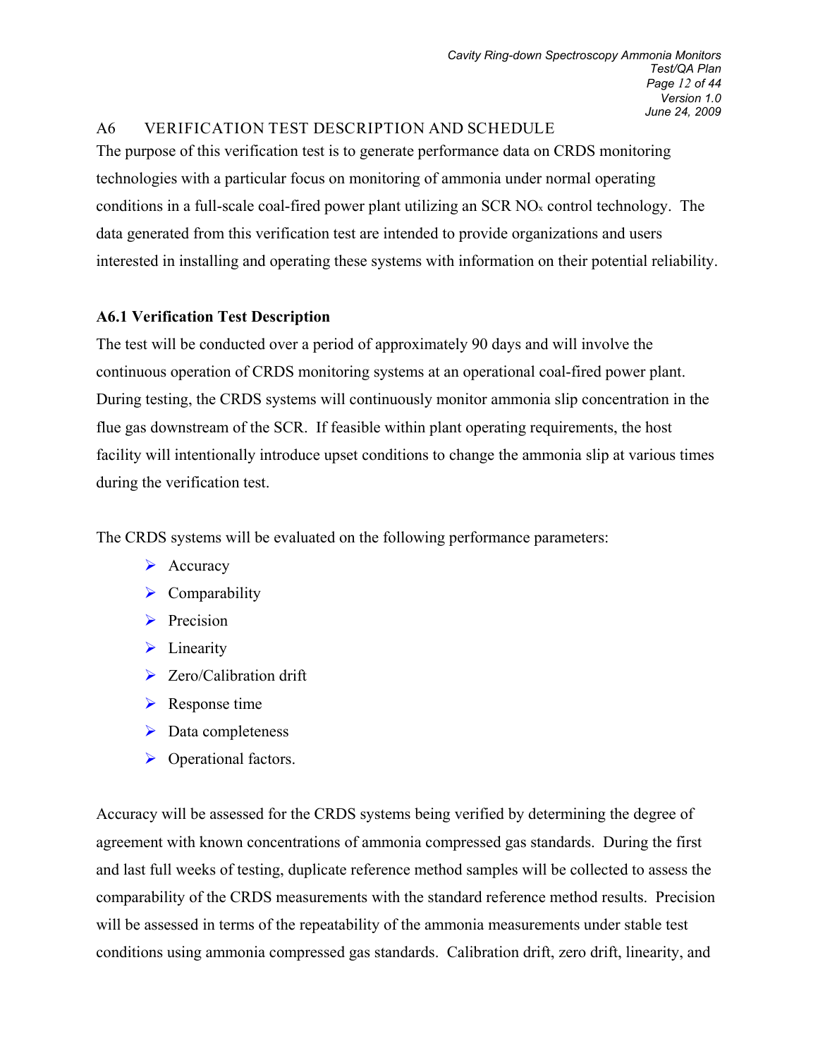## A6 VERIFICATION TEST DESCRIPTION AND SCHEDULE

The purpose of this verification test is to generate performance data on CRDS monitoring technologies with a particular focus on monitoring of ammonia under normal operating conditions in a full-scale coal-fired power plant utilizing an SCR $NO_x$ control technology. The data generated from this verification test are intended to provide organizations and users interested in installing and operating these systems with information on their potential reliability.

### A6.1 Verification Test Description

The test will be conducted over a period of approximately 90 days and will involve the continuous operation of CRDS monitoring systems at an operational coal-fired power plant. During testing, the CRDS systems will continuously monitor ammonia slip concentration in the flue gas downstream of the SCR. If feasible within plant operating requirements, the host facility will intentionally introduce upset conditions to change the ammonia slip at various times during the verification test.

The CRDS systems will be evaluated on the following performance parameters:

- Accuracy
- Comparability
- Precision
- Linearity
- Zero/Calibration drift
- Response time
- Data completeness
- Operational factors.

Accuracy will be assessed for the CRDS systems being verified by determining the degree of agreement with known concentrations of ammonia compressed gas standards. During the first and last full weeks of testing, duplicate reference method samples will be collected to assess the comparability of the CRDS measurements with the standard reference method results. Precision will be assessed in terms of the repeatability of the ammonia measurements under stable test conditions using ammonia compressed gas standards. Calibration drift, zero drift, linearity, and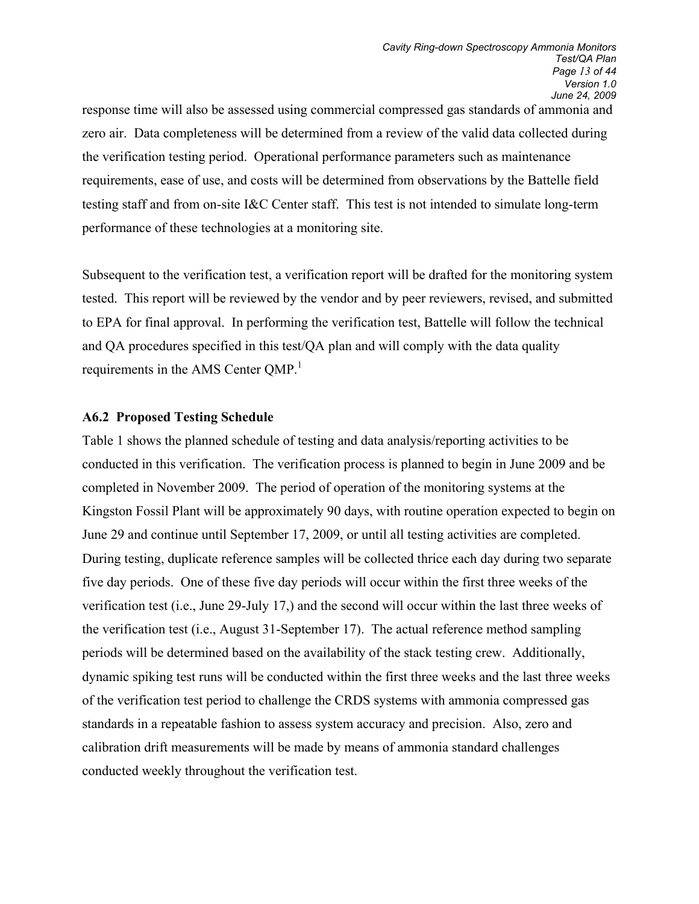response time will also be assessed using commercial compressed gas standards of ammonia and zero air. Data completeness will be determined from a review of the valid data collected during the verification testing period. Operational performance parameters such as maintenance requirements, ease of use, and costs will be determined from observations by the Battelle field testing staff and from on-site I&C Center staff. This test is not intended to simulate long-term performance of these technologies at a monitoring site.

Subsequent to the verification test, a verification report will be drafted for the monitoring system tested. This report will be reviewed by the vendor and by peer reviewers, revised, and submitted to EPA for final approval. In performing the verification test, Battelle will follow the technical and QA procedures specified in this test/QA plan and will comply with the data quality requirements in the AMS Center QMP.[1]

### A6.2 Proposed Testing Schedule

Table 1 shows the planned schedule of testing and data analysis/reporting activities to be conducted in this verification. The verification process is planned to begin in June 2009 and be completed in November 2009. The period of operation of the monitoring systems at the Kingston Fossil Plant will be approximately 90 days, with routine operation expected to begin on June 29 and continue until September 17, 2009, or until all testing activities are completed. During testing, duplicate reference samples will be collected thrice each day during two separate five day periods. One of these five day periods will occur within the first three weeks of the verification test (i.e., June 29-July 17,) and the second will occur within the last three weeks of the verification test (i.e., August 31-September 17). The actual reference method sampling periods will be determined based on the availability of the stack testing crew. Additionally, dynamic spiking test runs will be conducted within the first three weeks and the last three weeks of the verification test period to challenge the CRDS systems with ammonia compressed gas standards in a repeatable fashion to assess system accuracy and precision. Also, zero and calibration drift measurements will be made by means of ammonia standard challenges conducted weekly throughout the verification test.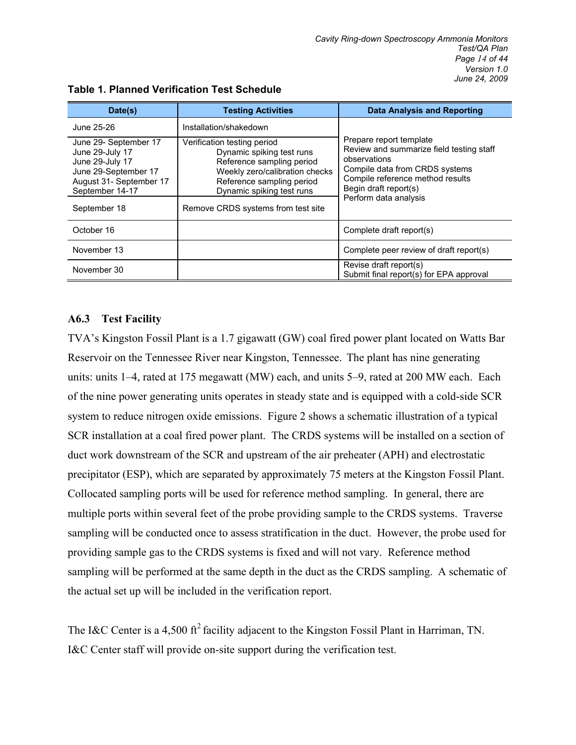**Table 1. Planned Verification Test Schedule**

| Date(s) | Testing Activities | Data Analysis and Reporting |
|---|---|---|
| June 25-26 | Installation/shakedown | Prepare report template<br>Review and summarize field testing staff observations<br>Compile data from CRDS systems<br>Compile reference method results<br>Begin draft report(s)<br>Perform data analysis |
| June 29- September 17<br>June 29-July 17<br>June 29-July 17<br>June 29-September 17<br>August 31- September 17<br>September 14-17 | Verification testing period<br>Dynamic spiking test runs<br>Reference sampling period<br>Weekly zero/calibration checks<br>Reference sampling period<br>Dynamic spiking test runs | |
| September 18 | Remove CRDS systems from test site | |
| October 16 | | Complete draft report(s) |
| November 13 | | Complete peer review of draft report(s) |
| November 30 | | Revise draft report(s)<br>Submit final report(s) for EPA approval |

### A6.3 Test Facility

TVA's Kingston Fossil Plant is a 1.7 gigawatt (GW) coal fired power plant located on Watts Bar Reservoir on the Tennessee River near Kingston, Tennessee. The plant has nine generating units: units 1–4, rated at 175 megawatt (MW) each, and units 5–9, rated at 200 MW each. Each of the nine power generating units operates in steady state and is equipped with a cold-side SCR system to reduce nitrogen oxide emissions. Figure 2 shows a schematic illustration of a typical SCR installation at a coal fired power plant. The CRDS systems will be installed on a section of duct work downstream of the SCR and upstream of the air preheater (APH) and electrostatic precipitator (ESP), which are separated by approximately 75 meters at the Kingston Fossil Plant. Collocated sampling ports will be used for reference method sampling. In general, there are multiple ports within several feet of the probe providing sample to the CRDS systems. Traverse sampling will be conducted once to assess stratification in the duct. However, the probe used for providing sample gas to the CRDS systems is fixed and will not vary. Reference method sampling will be performed at the same depth in the duct as the CRDS sampling. A schematic of the actual set up will be included in the verification report.

The I&C Center is a 4,500 $ft^2$ facility adjacent to the Kingston Fossil Plant in Harriman, TN. I&C Center staff will provide on-site support during the verification test.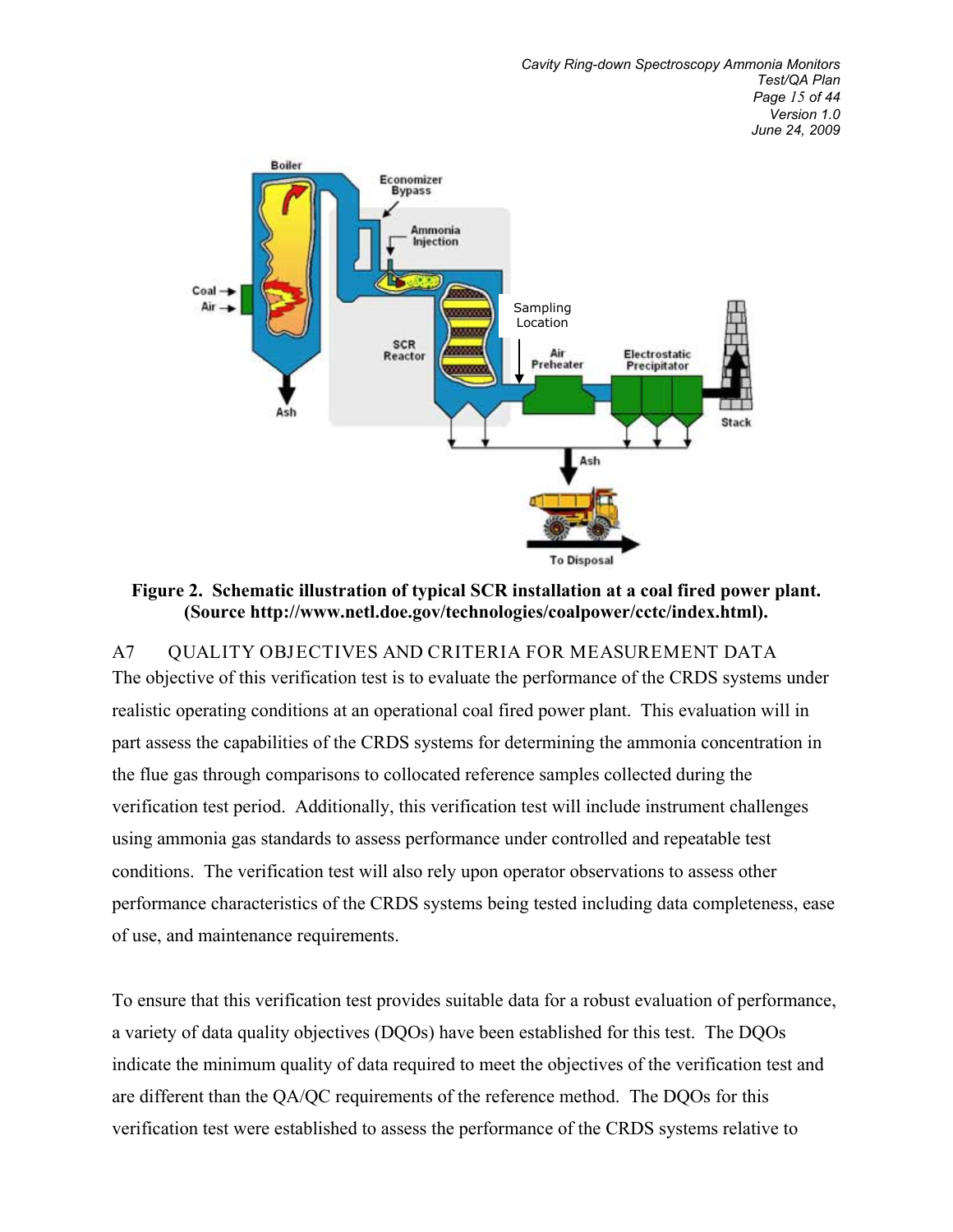**Figure 2. Schematic illustration of typical SCR installation at a coal fired power plant. (Source http://www.netl.doe.gov/technologies/coalpower/cctc/index.html).**

## A7 QUALITY OBJECTIVES AND CRITERIA FOR MEASUREMENT DATA

The objective of this verification test is to evaluate the performance of the CRDS systems under realistic operating conditions at an operational coal fired power plant. This evaluation will in part assess the capabilities of the CRDS systems for determining the ammonia concentration in the flue gas through comparisons to collocated reference samples collected during the verification test period. Additionally, this verification test will include instrument challenges using ammonia gas standards to assess performance under controlled and repeatable test conditions. The verification test will also rely upon operator observations to assess other performance characteristics of the CRDS systems being tested including data completeness, ease of use, and maintenance requirements.

To ensure that this verification test provides suitable data for a robust evaluation of performance, a variety of data quality objectives (DQOs) have been established for this test. The DQOs indicate the minimum quality of data required to meet the objectives of the verification test and are different than the QA/QC requirements of the reference method. The DQOs for this verification test were established to assess the performance of the CRDS systems relative to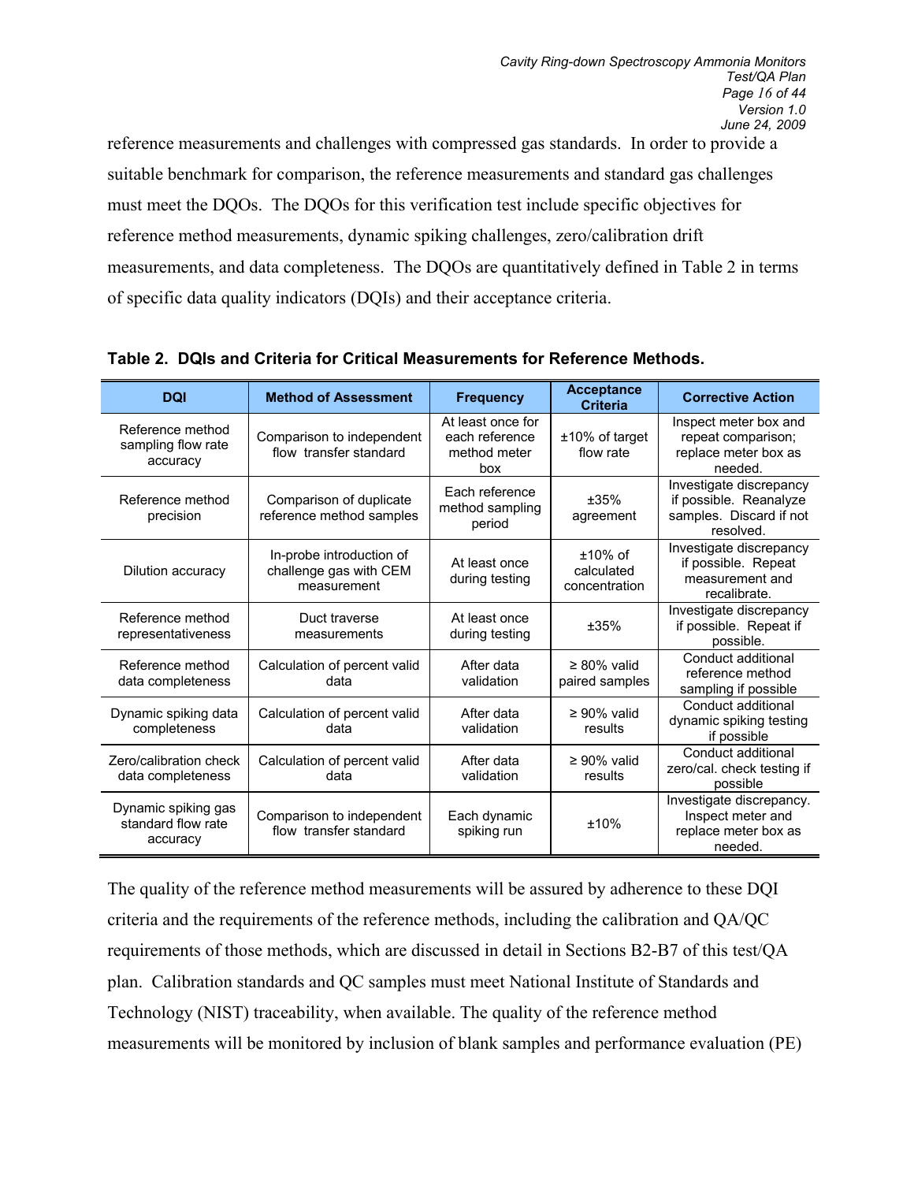reference measurements and challenges with compressed gas standards. In order to provide a suitable benchmark for comparison, the reference measurements and standard gas challenges must meet the DQOs. The DQOs for this verification test include specific objectives for reference method measurements, dynamic spiking challenges, zero/calibration drift measurements, and data completeness. The DQOs are quantitatively defined in Table 2 in terms of specific data quality indicators (DQIs) and their acceptance criteria.

**Table 2. DQIs and Criteria for Critical Measurements for Reference Methods.**

| DQI | Method of Assessment | Frequency | Acceptance Criteria | Corrective Action |
|---|---|---|---|---|
| Reference method sampling flow rate accuracy | Comparison to independent flow transfer standard | At least once for each reference method meter box | ±10% of target flow rate | Inspect meter box and repeat comparison; replace meter box as needed. |
| Reference method precision | Comparison of duplicate reference method samples | Each reference method sampling period | ±35% agreement | Investigate discrepancy if possible. Reanalyze samples. Discard if not resolved. |
| Dilution accuracy | In-probe introduction of challenge gas with CEM measurement | At least once during testing | ±10% of calculated concentration | Investigate discrepancy if possible. Repeat measurement and recalibrate. |
| Reference method representativeness | Duct traverse measurements | At least once during testing | ±35% | Investigate discrepancy if possible. Repeat if possible. |
| Reference method data completeness | Calculation of percent valid data | After data validation | ≥ 80% valid paired samples | Conduct additional reference method sampling if possible |
| Dynamic spiking data completeness | Calculation of percent valid data | After data validation | ≥ 90% valid results | Conduct additional dynamic spiking testing if possible |
| Zero/calibration check data completeness | Calculation of percent valid data | After data validation | ≥ 90% valid results | Conduct additional zero/cal. check testing if possible |
| Dynamic spiking gas standard flow rate accuracy | Comparison to independent flow transfer standard | Each dynamic spiking run | ±10% | Investigate discrepancy. Inspect meter and replace meter box as needed. |

The quality of the reference method measurements will be assured by adherence to these DQI criteria and the requirements of the reference methods, including the calibration and QA/QC requirements of those methods, which are discussed in detail in Sections B2-B7 of this test/QA plan. Calibration standards and QC samples must meet National Institute of Standards and Technology (NIST) traceability, when available. The quality of the reference method measurements will be monitored by inclusion of blank samples and performance evaluation (PE)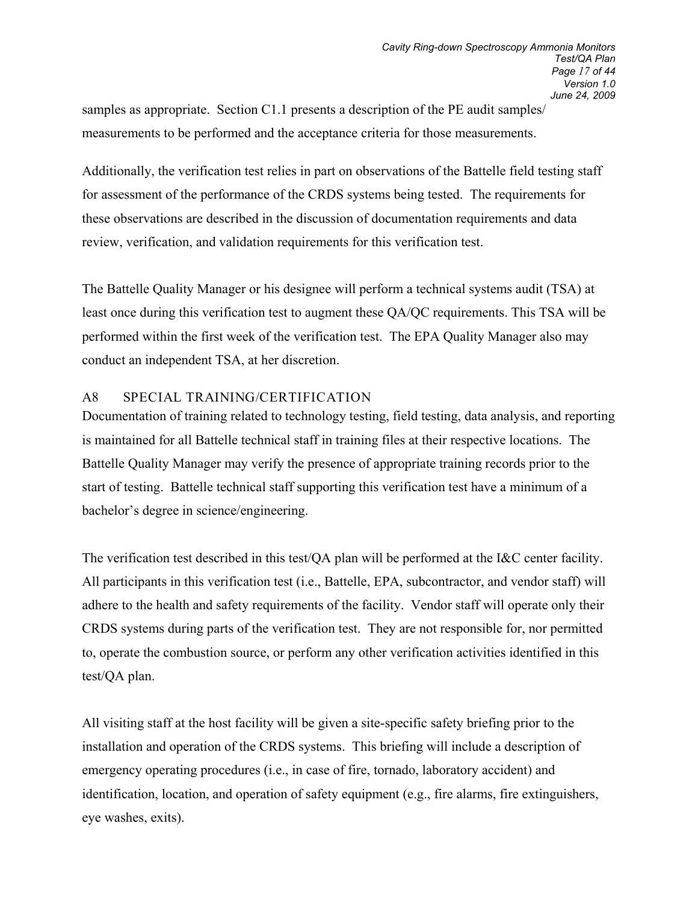samples as appropriate. Section C1.1 presents a description of the PE audit samples/ measurements to be performed and the acceptance criteria for those measurements.

Additionally, the verification test relies in part on observations of the Battelle field testing staff for assessment of the performance of the CRDS systems being tested. The requirements for these observations are described in the discussion of documentation requirements and data review, verification, and validation requirements for this verification test.

The Battelle Quality Manager or his designee will perform a technical systems audit (TSA) at least once during this verification test to augment these QA/QC requirements. This TSA will be performed within the first week of the verification test. The EPA Quality Manager also may conduct an independent TSA, at her discretion.

## A8 SPECIAL TRAINING/CERTIFICATION

Documentation of training related to technology testing, field testing, data analysis, and reporting is maintained for all Battelle technical staff in training files at their respective locations. The Battelle Quality Manager may verify the presence of appropriate training records prior to the start of testing. Battelle technical staff supporting this verification test have a minimum of a bachelor's degree in science/engineering.

The verification test described in this test/QA plan will be performed at the I&C center facility. All participants in this verification test (i.e., Battelle, EPA, subcontractor, and vendor staff) will adhere to the health and safety requirements of the facility. Vendor staff will operate only their CRDS systems during parts of the verification test. They are not responsible for, nor permitted to, operate the combustion source, or perform any other verification activities identified in this test/QA plan.

All visiting staff at the host facility will be given a site-specific safety briefing prior to the installation and operation of the CRDS systems. This briefing will include a description of emergency operating procedures (i.e., in case of fire, tornado, laboratory accident) and identification, location, and operation of safety equipment (e.g., fire alarms, fire extinguishers, eye washes, exits).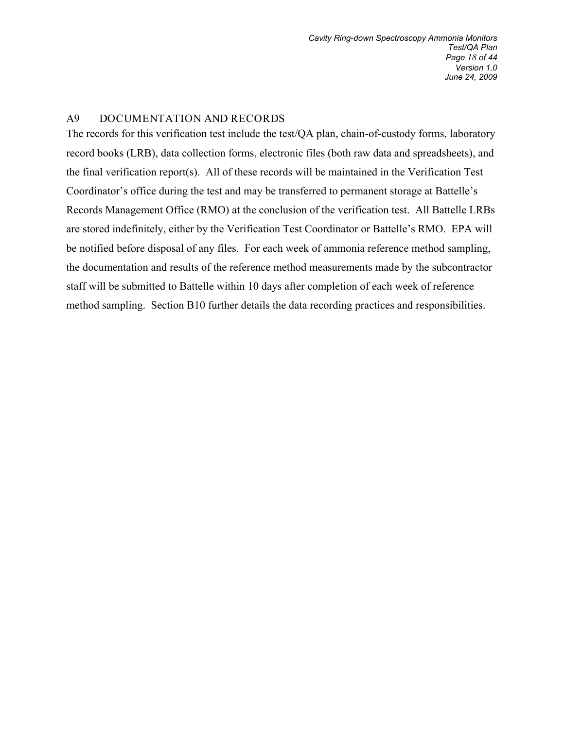## A9 DOCUMENTATION AND RECORDS

The records for this verification test include the test/QA plan, chain-of-custody forms, laboratory record books (LRB), data collection forms, electronic files (both raw data and spreadsheets), and the final verification report(s). All of these records will be maintained in the Verification Test Coordinator's office during the test and may be transferred to permanent storage at Battelle's Records Management Office (RMO) at the conclusion of the verification test. All Battelle LRBs are stored indefinitely, either by the Verification Test Coordinator or Battelle's RMO. EPA will be notified before disposal of any files. For each week of ammonia reference method sampling, the documentation and results of the reference method measurements made by the subcontractor staff will be submitted to Battelle within 10 days after completion of each week of reference method sampling. Section B10 further details the data recording practices and responsibilities.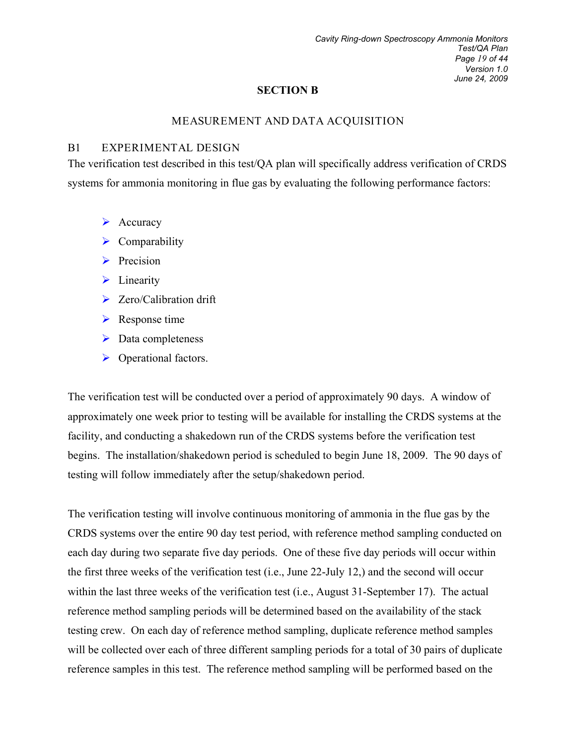# SECTION B

## MEASUREMENT AND DATA ACQUISITION

### B1 EXPERIMENTAL DESIGN

The verification test described in this test/QA plan will specifically address verification of CRDS systems for ammonia monitoring in flue gas by evaluating the following performance factors:

- Accuracy
- Comparability
- Precision
- Linearity
- Zero/Calibration drift
- Response time
- Data completeness
- Operational factors.

The verification test will be conducted over a period of approximately 90 days. A window of approximately one week prior to testing will be available for installing the CRDS systems at the facility, and conducting a shakedown run of the CRDS systems before the verification test begins. The installation/shakedown period is scheduled to begin June 18, 2009. The 90 days of testing will follow immediately after the setup/shakedown period.

The verification testing will involve continuous monitoring of ammonia in the flue gas by the CRDS systems over the entire 90 day test period, with reference method sampling conducted on each day during two separate five day periods. One of these five day periods will occur within the first three weeks of the verification test (i.e., June 22-July 12,) and the second will occur within the last three weeks of the verification test (i.e., August 31-September 17). The actual reference method sampling periods will be determined based on the availability of the stack testing crew. On each day of reference method sampling, duplicate reference method samples will be collected over each of three different sampling periods for a total of 30 pairs of duplicate reference samples in this test. The reference method sampling will be performed based on the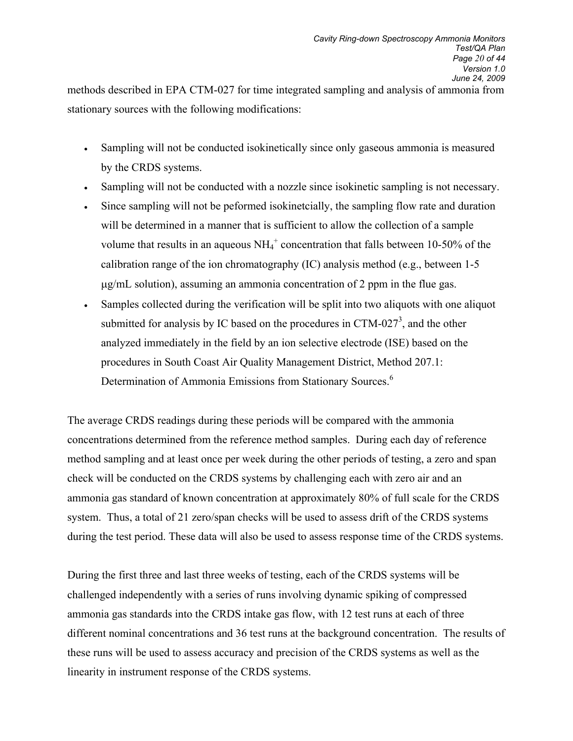methods described in EPA CTM-027 for time integrated sampling and analysis of ammonia from stationary sources with the following modifications:

- Sampling will not be conducted isokinetically since only gaseous ammonia is measured by the CRDS systems.
- Sampling will not be conducted with a nozzle since isokinetic sampling is not necessary.
- Since sampling will not be peformed isokinetcially, the sampling flow rate and duration will be determined in a manner that is sufficient to allow the collection of a sample volume that results in an aqueous $NH_4^+$ concentration that falls between 10-50% of the calibration range of the ion chromatography (IC) analysis method (e.g., between 1-5 μg/mL solution), assuming an ammonia concentration of 2 ppm in the flue gas.
- Samples collected during the verification will be split into two aliquots with one aliquot submitted for analysis by IC based on the procedures in CTM-027[3], and the other analyzed immediately in the field by an ion selective electrode (ISE) based on the procedures in South Coast Air Quality Management District, Method 207.1: Determination of Ammonia Emissions from Stationary Sources.[6]

The average CRDS readings during these periods will be compared with the ammonia concentrations determined from the reference method samples. During each day of reference method sampling and at least once per week during the other periods of testing, a zero and span check will be conducted on the CRDS systems by challenging each with zero air and an ammonia gas standard of known concentration at approximately 80% of full scale for the CRDS system. Thus, a total of 21 zero/span checks will be used to assess drift of the CRDS systems during the test period. These data will also be used to assess response time of the CRDS systems.

During the first three and last three weeks of testing, each of the CRDS systems will be challenged independently with a series of runs involving dynamic spiking of compressed ammonia gas standards into the CRDS intake gas flow, with 12 test runs at each of three different nominal concentrations and 36 test runs at the background concentration. The results of these runs will be used to assess accuracy and precision of the CRDS systems as well as the linearity in instrument response of the CRDS systems.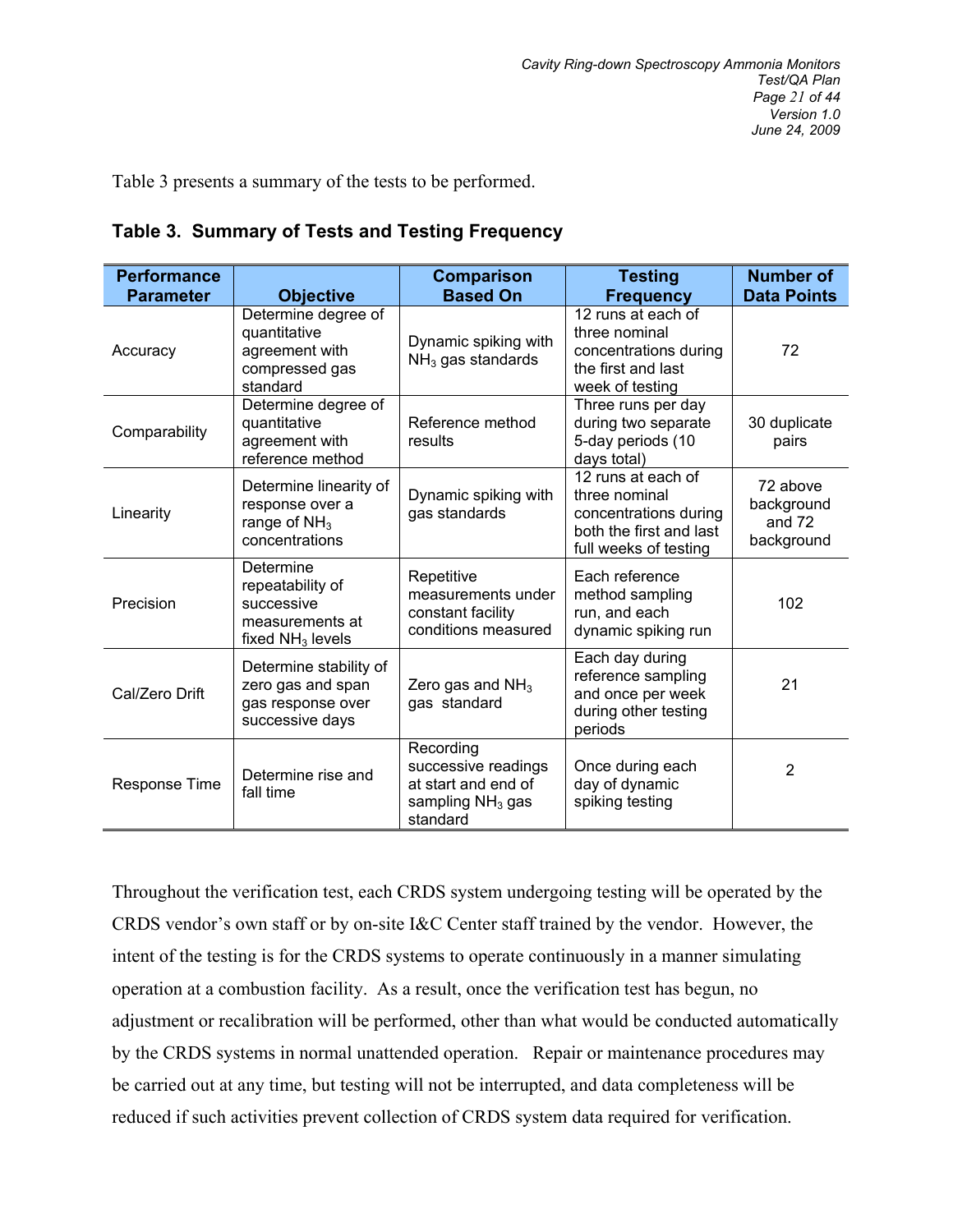Table 3 presents a summary of the tests to be performed.

**Table 3. Summary of Tests and Testing Frequency**

| Performance Parameter | Objective | Comparison Based On | Testing Frequency | Number of Data Points |
|---|---|---|---|---|
| Accuracy | Determine degree of quantitative agreement with compressed gas standard | Dynamic spiking with $NH_3$ gas standards | 12 runs at each of three nominal concentrations during the first and last week of testing | 72 |
| Comparability | Determine degree of quantitative agreement with reference method | Reference method results | Three runs per day during two separate 5-day periods (10 days total) | 30 duplicate pairs |
| Linearity | Determine linearity of response over a range of $NH_3$ concentrations | Dynamic spiking with gas standards | 12 runs at each of three nominal concentrations during both the first and last full weeks of testing | 72 above background and 72 background |
| Precision | Determine repeatability of successive measurements at fixed $NH_3$ levels | Repetitive measurements under constant facility conditions measured | Each reference method sampling run, and each dynamic spiking run | 102 |
| Cal/Zero Drift | Determine stability of zero gas and span gas response over successive days | Zero gas and $NH_3$ gas standard | Each day during reference sampling and once per week during other testing periods | 21 |
| Response Time | Determine rise and fall time | Recording successive readings at start and end of sampling $NH_3$ gas standard | Once during each day of dynamic spiking testing | 2 |

Throughout the verification test, each CRDS system undergoing testing will be operated by the CRDS vendor's own staff or by on-site I&C Center staff trained by the vendor. However, the intent of the testing is for the CRDS systems to operate continuously in a manner simulating operation at a combustion facility. As a result, once the verification test has begun, no adjustment or recalibration will be performed, other than what would be conducted automatically by the CRDS systems in normal unattended operation. Repair or maintenance procedures may be carried out at any time, but testing will not be interrupted, and data completeness will be reduced if such activities prevent collection of CRDS system data required for verification.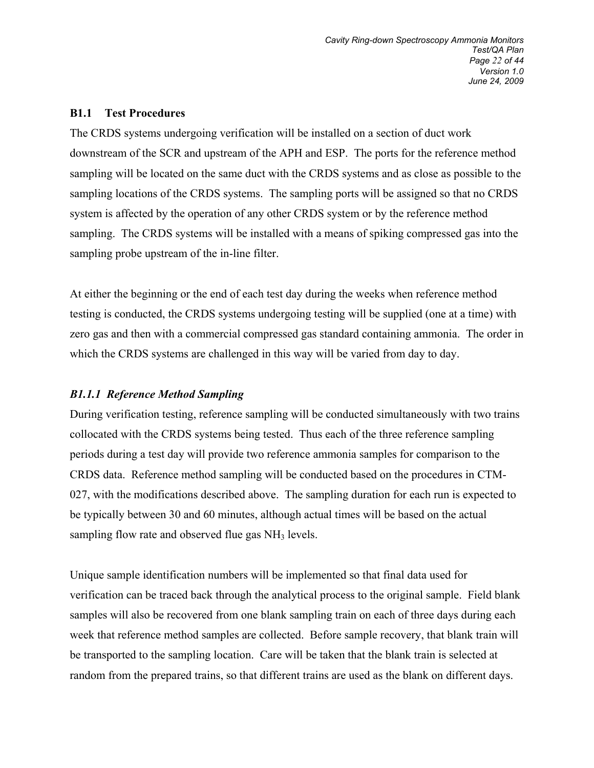### B1.1 Test Procedures

The CRDS systems undergoing verification will be installed on a section of duct work downstream of the SCR and upstream of the APH and ESP. The ports for the reference method sampling will be located on the same duct with the CRDS systems and as close as possible to the sampling locations of the CRDS systems. The sampling ports will be assigned so that no CRDS system is affected by the operation of any other CRDS system or by the reference method sampling. The CRDS systems will be installed with a means of spiking compressed gas into the sampling probe upstream of the in-line filter.

At either the beginning or the end of each test day during the weeks when reference method testing is conducted, the CRDS systems undergoing testing will be supplied (one at a time) with zero gas and then with a commercial compressed gas standard containing ammonia. The order in which the CRDS systems are challenged in this way will be varied from day to day.

#### *B1.1.1 Reference Method Sampling*

During verification testing, reference sampling will be conducted simultaneously with two trains collocated with the CRDS systems being tested. Thus each of the three reference sampling periods during a test day will provide two reference ammonia samples for comparison to the CRDS data. Reference method sampling will be conducted based on the procedures in CTM-027, with the modifications described above. The sampling duration for each run is expected to be typically between 30 and 60 minutes, although actual times will be based on the actual sampling flow rate and observed flue gas $NH_3$ levels.

Unique sample identification numbers will be implemented so that final data used for verification can be traced back through the analytical process to the original sample. Field blank samples will also be recovered from one blank sampling train on each of three days during each week that reference method samples are collected. Before sample recovery, that blank train will be transported to the sampling location. Care will be taken that the blank train is selected at random from the prepared trains, so that different trains are used as the blank on different days.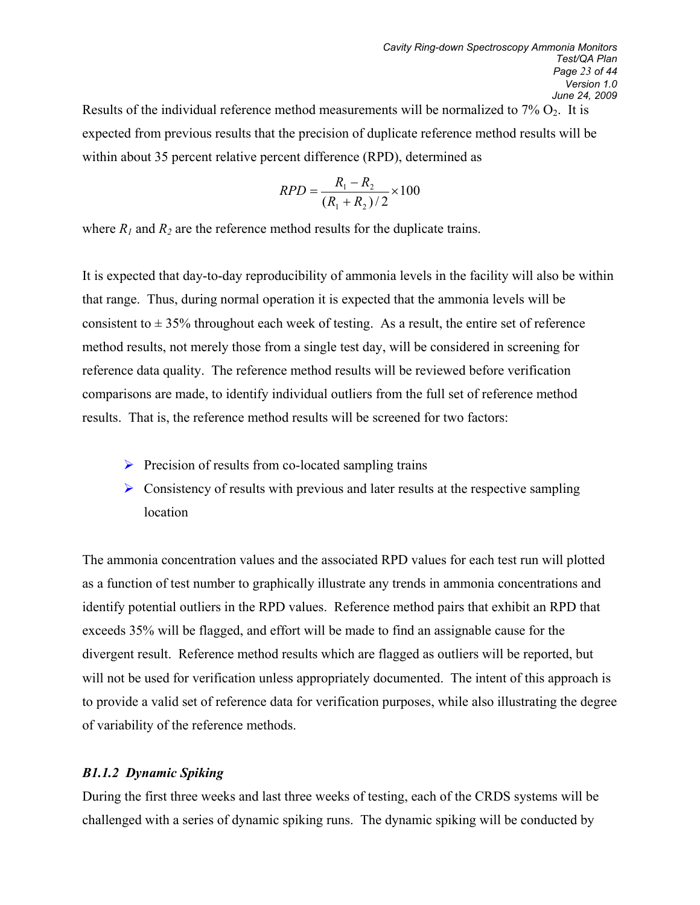Results of the individual reference method measurements will be normalized to 7% $O_2$. It is expected from previous results that the precision of duplicate reference method results will be within about 35 percent relative percent difference (RPD), determined as

$$RPD = \frac{R_1 - R_2}{(R_1 + R_2)/2} \times 100$$

where $R_1$ and $R_2$ are the reference method results for the duplicate trains.

It is expected that day-to-day reproducibility of ammonia levels in the facility will also be within that range. Thus, during normal operation it is expected that the ammonia levels will be consistent to ± 35% throughout each week of testing. As a result, the entire set of reference method results, not merely those from a single test day, will be considered in screening for reference data quality. The reference method results will be reviewed before verification comparisons are made, to identify individual outliers from the full set of reference method results. That is, the reference method results will be screened for two factors:

- Precision of results from co-located sampling trains
- Consistency of results with previous and later results at the respective sampling location

The ammonia concentration values and the associated RPD values for each test run will plotted as a function of test number to graphically illustrate any trends in ammonia concentrations and identify potential outliers in the RPD values. Reference method pairs that exhibit an RPD that exceeds 35% will be flagged, and effort will be made to find an assignable cause for the divergent result. Reference method results which are flagged as outliers will be reported, but will not be used for verification unless appropriately documented. The intent of this approach is to provide a valid set of reference data for verification purposes, while also illustrating the degree of variability of the reference methods.

#### *B1.1.2 Dynamic Spiking*

During the first three weeks and last three weeks of testing, each of the CRDS systems will be challenged with a series of dynamic spiking runs. The dynamic spiking will be conducted by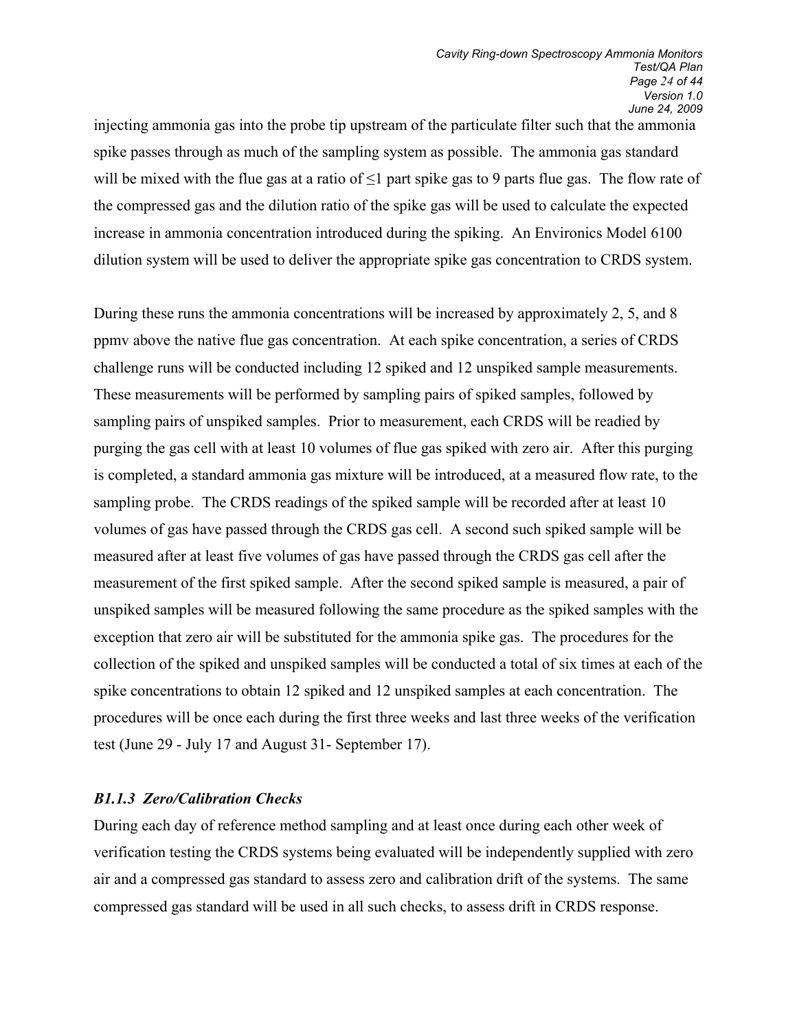injecting ammonia gas into the probe tip upstream of the particulate filter such that the ammonia spike passes through as much of the sampling system as possible. The ammonia gas standard will be mixed with the flue gas at a ratio of ≤1 part spike gas to 9 parts flue gas. The flow rate of the compressed gas and the dilution ratio of the spike gas will be used to calculate the expected increase in ammonia concentration introduced during the spiking. An Environics Model 6100 dilution system will be used to deliver the appropriate spike gas concentration to CRDS system.

During these runs the ammonia concentrations will be increased by approximately 2, 5, and 8 ppmv above the native flue gas concentration. At each spike concentration, a series of CRDS challenge runs will be conducted including 12 spiked and 12 unspiked sample measurements. These measurements will be performed by sampling pairs of spiked samples, followed by sampling pairs of unspiked samples. Prior to measurement, each CRDS will be readied by purging the gas cell with at least 10 volumes of flue gas spiked with zero air. After this purging is completed, a standard ammonia gas mixture will be introduced, at a measured flow rate, to the sampling probe. The CRDS readings of the spiked sample will be recorded after at least 10 volumes of gas have passed through the CRDS gas cell. A second such spiked sample will be measured after at least five volumes of gas have passed through the CRDS gas cell after the measurement of the first spiked sample. After the second spiked sample is measured, a pair of unspiked samples will be measured following the same procedure as the spiked samples with the exception that zero air will be substituted for the ammonia spike gas. The procedures for the collection of the spiked and unspiked samples will be conducted a total of six times at each of the spike concentrations to obtain 12 spiked and 12 unspiked samples at each concentration. The procedures will be once each during the first three weeks and last three weeks of the verification test (June 29 - July 17 and August 31- September 17).

### *B1.1.3 Zero/Calibration Checks*

During each day of reference method sampling and at least once during each other week of verification testing the CRDS systems being evaluated will be independently supplied with zero air and a compressed gas standard to assess zero and calibration drift of the systems. The same compressed gas standard will be used in all such checks, to assess drift in CRDS response.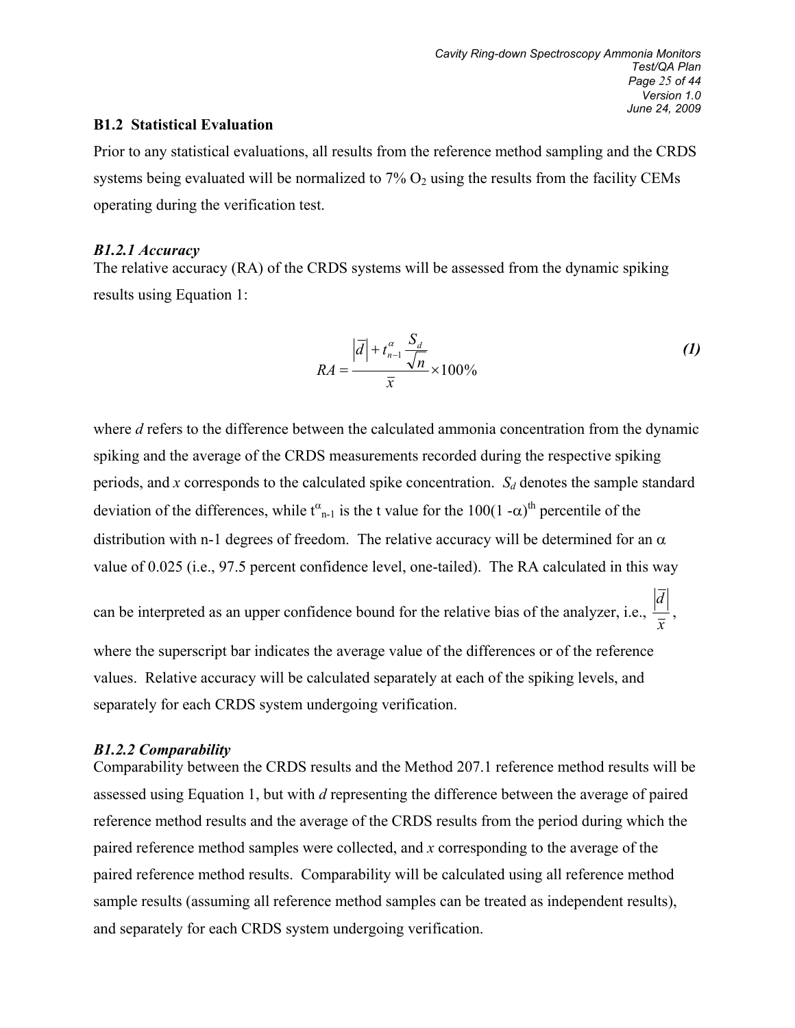### B1.2 Statistical Evaluation

Prior to any statistical evaluations, all results from the reference method sampling and the CRDS systems being evaluated will be normalized to 7% $O_2$ using the results from the facility CEMs operating during the verification test.

#### *B1.2.1 Accuracy*

The relative accuracy (RA) of the CRDS systems will be assessed from the dynamic spiking results using Equation 1:

$$RA = \frac{\left|\overline{d}\right| + t_{n-1}^{\alpha} \frac{S_d}{\sqrt{n}}}{\overline{x}} \times 100\% \qquad \textbf{(1)}$$

where *d* refers to the difference between the calculated ammonia concentration from the dynamic spiking and the average of the CRDS measurements recorded during the respective spiking periods, and *x* corresponds to the calculated spike concentration. $S_d$ denotes the sample standard deviation of the differences, while $t^{\alpha}_{n-1}$ is the t value for the $100(1 - \alpha)^{th}$ percentile of the distribution with n-1 degrees of freedom. The relative accuracy will be determined for an $\alpha$ value of 0.025 (i.e., 97.5 percent confidence level, one-tailed). The RA calculated in this way can be interpreted as an upper confidence bound for the relative bias of the analyzer, i.e., $\frac{\left|\overline{d}\right|}{\overline{x}}$, where the superscript bar indicates the average value of the differences or of the reference values. Relative accuracy will be calculated separately at each of the spiking levels, and separately for each CRDS system undergoing verification.

#### *B1.2.2 Comparability*

Comparability between the CRDS results and the Method 207.1 reference method results will be assessed using Equation 1, but with *d* representing the difference between the average of paired reference method results and the average of the CRDS results from the period during which the paired reference method samples were collected, and *x* corresponding to the average of the paired reference method results. Comparability will be calculated using all reference method sample results (assuming all reference method samples can be treated as independent results), and separately for each CRDS system undergoing verification.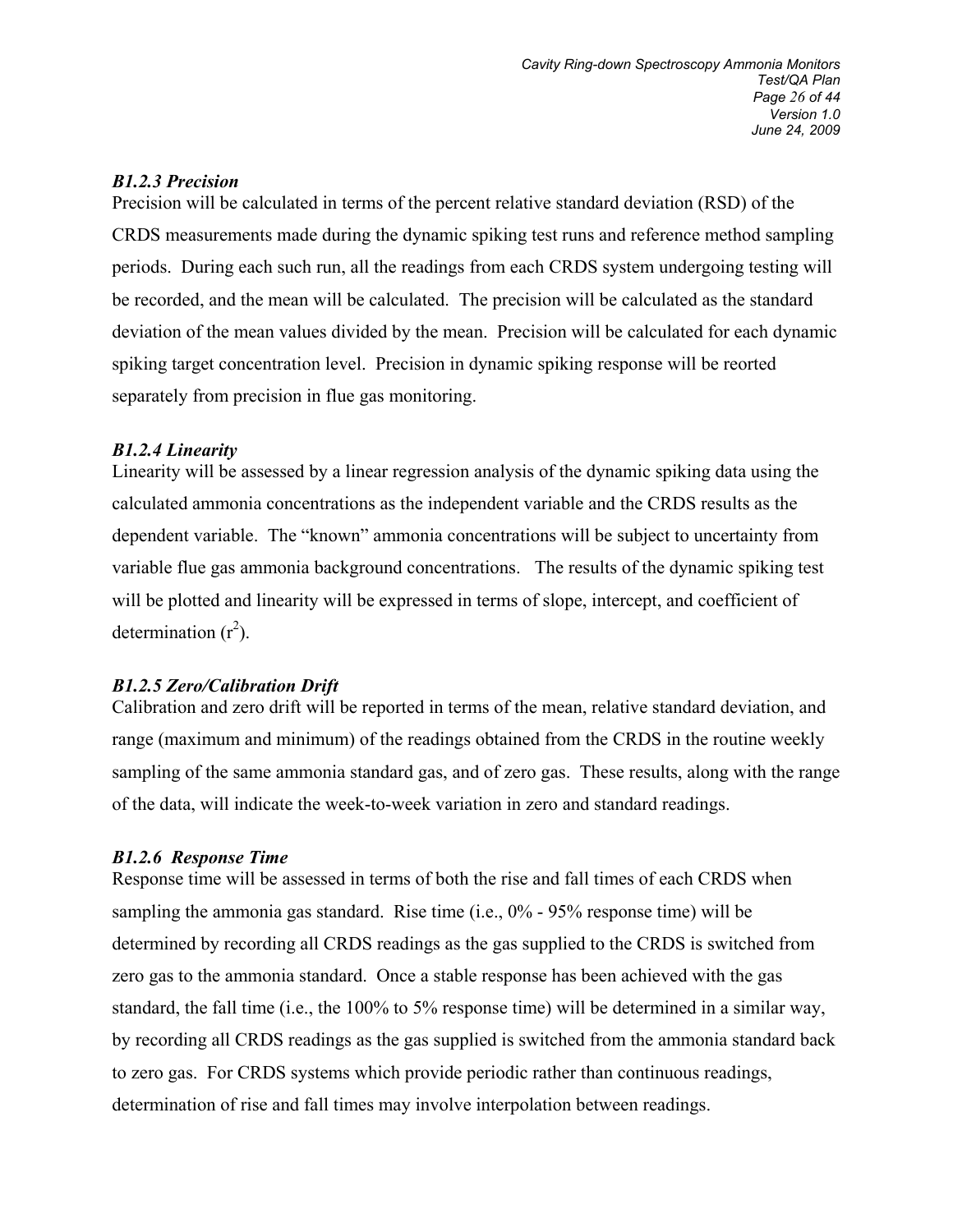### *B1.2.3 Precision*

Precision will be calculated in terms of the percent relative standard deviation (RSD) of the CRDS measurements made during the dynamic spiking test runs and reference method sampling periods. During each such run, all the readings from each CRDS system undergoing testing will be recorded, and the mean will be calculated. The precision will be calculated as the standard deviation of the mean values divided by the mean. Precision will be calculated for each dynamic spiking target concentration level. Precision in dynamic spiking response will be reorted separately from precision in flue gas monitoring.

### *B1.2.4 Linearity*

Linearity will be assessed by a linear regression analysis of the dynamic spiking data using the calculated ammonia concentrations as the independent variable and the CRDS results as the dependent variable. The "known" ammonia concentrations will be subject to uncertainty from variable flue gas ammonia background concentrations. The results of the dynamic spiking test will be plotted and linearity will be expressed in terms of slope, intercept, and coefficient of determination ($r^2$).

### *B1.2.5 Zero/Calibration Drift*

Calibration and zero drift will be reported in terms of the mean, relative standard deviation, and range (maximum and minimum) of the readings obtained from the CRDS in the routine weekly sampling of the same ammonia standard gas, and of zero gas. These results, along with the range of the data, will indicate the week-to-week variation in zero and standard readings.

### *B1.2.6 Response Time*

Response time will be assessed in terms of both the rise and fall times of each CRDS when sampling the ammonia gas standard. Rise time (i.e., 0% - 95% response time) will be determined by recording all CRDS readings as the gas supplied to the CRDS is switched from zero gas to the ammonia standard. Once a stable response has been achieved with the gas standard, the fall time (i.e., the 100% to 5% response time) will be determined in a similar way, by recording all CRDS readings as the gas supplied is switched from the ammonia standard back to zero gas. For CRDS systems which provide periodic rather than continuous readings, determination of rise and fall times may involve interpolation between readings.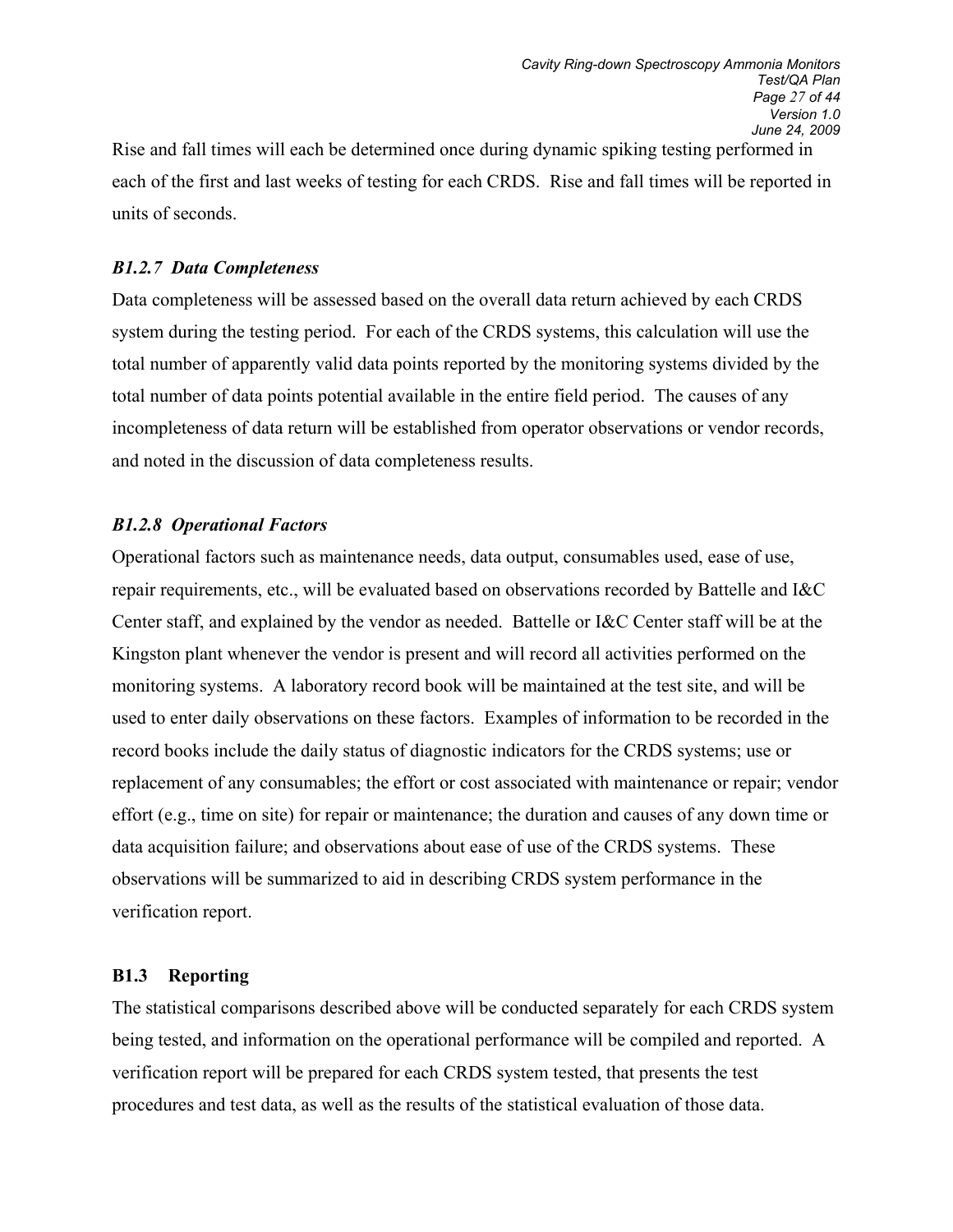Rise and fall times will each be determined once during dynamic spiking testing performed in each of the first and last weeks of testing for each CRDS. Rise and fall times will be reported in units of seconds.

### *B1.2.7 Data Completeness*

Data completeness will be assessed based on the overall data return achieved by each CRDS system during the testing period. For each of the CRDS systems, this calculation will use the total number of apparently valid data points reported by the monitoring systems divided by the total number of data points potential available in the entire field period. The causes of any incompleteness of data return will be established from operator observations or vendor records, and noted in the discussion of data completeness results.

### *B1.2.8 Operational Factors*

Operational factors such as maintenance needs, data output, consumables used, ease of use, repair requirements, etc., will be evaluated based on observations recorded by Battelle and I&C Center staff, and explained by the vendor as needed. Battelle or I&C Center staff will be at the Kingston plant whenever the vendor is present and will record all activities performed on the monitoring systems. A laboratory record book will be maintained at the test site, and will be used to enter daily observations on these factors. Examples of information to be recorded in the record books include the daily status of diagnostic indicators for the CRDS systems; use or replacement of any consumables; the effort or cost associated with maintenance or repair; vendor effort (e.g., time on site) for repair or maintenance; the duration and causes of any down time or data acquisition failure; and observations about ease of use of the CRDS systems. These observations will be summarized to aid in describing CRDS system performance in the verification report.

## B1.3 Reporting

The statistical comparisons described above will be conducted separately for each CRDS system being tested, and information on the operational performance will be compiled and reported. A verification report will be prepared for each CRDS system tested, that presents the test procedures and test data, as well as the results of the statistical evaluation of those data.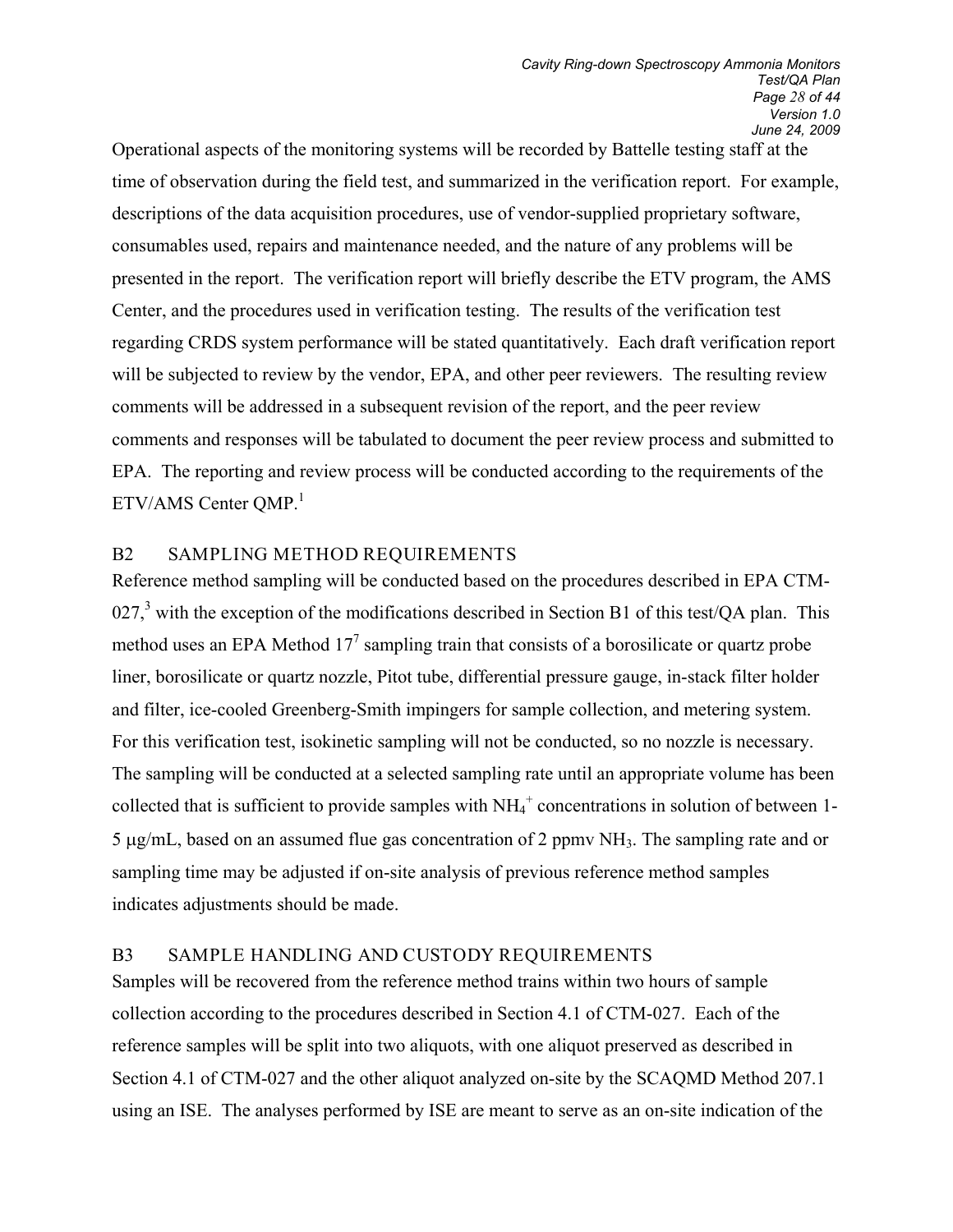Operational aspects of the monitoring systems will be recorded by Battelle testing staff at the time of observation during the field test, and summarized in the verification report. For example, descriptions of the data acquisition procedures, use of vendor-supplied proprietary software, consumables used, repairs and maintenance needed, and the nature of any problems will be presented in the report. The verification report will briefly describe the ETV program, the AMS Center, and the procedures used in verification testing. The results of the verification test regarding CRDS system performance will be stated quantitatively. Each draft verification report will be subjected to review by the vendor, EPA, and other peer reviewers. The resulting review comments will be addressed in a subsequent revision of the report, and the peer review comments and responses will be tabulated to document the peer review process and submitted to EPA. The reporting and review process will be conducted according to the requirements of the ETV/AMS Center QMP.[1]

## B2 SAMPLING METHOD REQUIREMENTS

Reference method sampling will be conducted based on the procedures described in EPA CTM-027,[3] with the exception of the modifications described in Section B1 of this test/QA plan. This method uses an EPA Method 17[7] sampling train that consists of a borosilicate or quartz probe liner, borosilicate or quartz nozzle, Pitot tube, differential pressure gauge, in-stack filter holder and filter, ice-cooled Greenberg-Smith impingers for sample collection, and metering system. For this verification test, isokinetic sampling will not be conducted, so no nozzle is necessary. The sampling will be conducted at a selected sampling rate until an appropriate volume has been collected that is sufficient to provide samples with $NH_4^+$ concentrations in solution of between 1-5 μg/mL, based on an assumed flue gas concentration of 2 ppmv $NH_3$. The sampling rate and or sampling time may be adjusted if on-site analysis of previous reference method samples indicates adjustments should be made.

## B3 SAMPLE HANDLING AND CUSTODY REQUIREMENTS

Samples will be recovered from the reference method trains within two hours of sample collection according to the procedures described in Section 4.1 of CTM-027. Each of the reference samples will be split into two aliquots, with one aliquot preserved as described in Section 4.1 of CTM-027 and the other aliquot analyzed on-site by the SCAQMD Method 207.1 using an ISE. The analyses performed by ISE are meant to serve as an on-site indication of the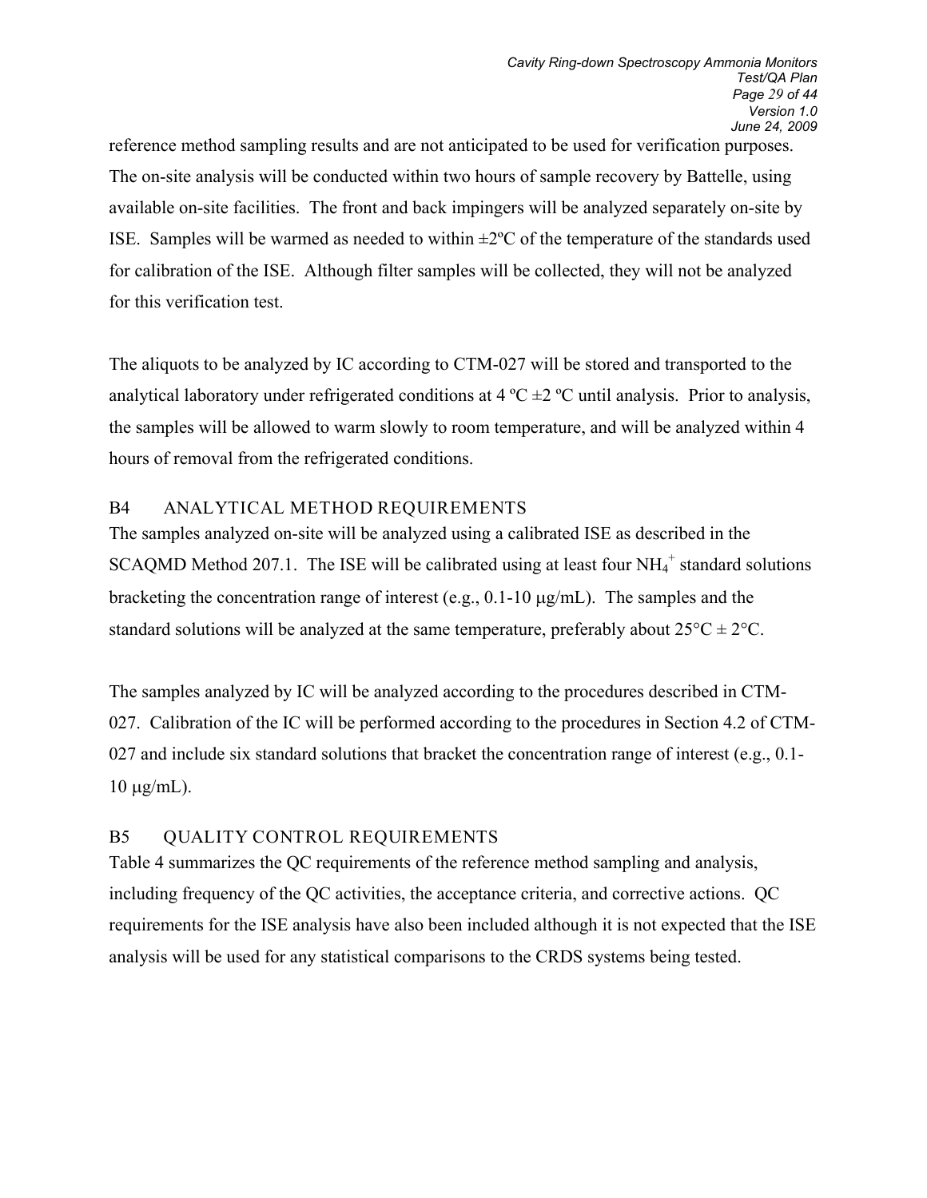reference method sampling results and are not anticipated to be used for verification purposes. The on-site analysis will be conducted within two hours of sample recovery by Battelle, using available on-site facilities. The front and back impingers will be analyzed separately on-site by ISE. Samples will be warmed as needed to within ±2ºC of the temperature of the standards used for calibration of the ISE. Although filter samples will be collected, they will not be analyzed for this verification test.

The aliquots to be analyzed by IC according to CTM-027 will be stored and transported to the analytical laboratory under refrigerated conditions at 4 ºC ±2 ºC until analysis. Prior to analysis, the samples will be allowed to warm slowly to room temperature, and will be analyzed within 4 hours of removal from the refrigerated conditions.

## B4 ANALYTICAL METHOD REQUIREMENTS

The samples analyzed on-site will be analyzed using a calibrated ISE as described in the SCAQMD Method 207.1. The ISE will be calibrated using at least four $NH_4^+$ standard solutions bracketing the concentration range of interest (e.g., 0.1-10 μg/mL). The samples and the standard solutions will be analyzed at the same temperature, preferably about 25°C ± 2°C.

The samples analyzed by IC will be analyzed according to the procedures described in CTM-027. Calibration of the IC will be performed according to the procedures in Section 4.2 of CTM-027 and include six standard solutions that bracket the concentration range of interest (e.g., 0.1-10 μg/mL).

## B5 QUALITY CONTROL REQUIREMENTS

Table 4 summarizes the QC requirements of the reference method sampling and analysis, including frequency of the QC activities, the acceptance criteria, and corrective actions. QC requirements for the ISE analysis have also been included although it is not expected that the ISE analysis will be used for any statistical comparisons to the CRDS systems being tested.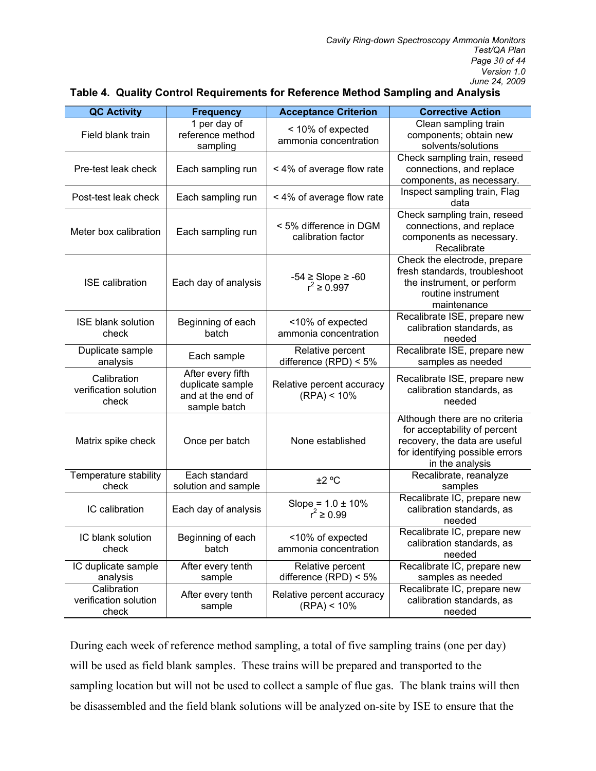**Table 4. Quality Control Requirements for Reference Method Sampling and Analysis**

| QC Activity | Frequency | Acceptance Criterion | Corrective Action |
|---|---|---|---|
| Field blank train | 1 per day of reference method sampling | < 10% of expected ammonia concentration | Clean sampling train components; obtain new solvents/solutions |
| Pre-test leak check | Each sampling run | < 4% of average flow rate | Check sampling train, reseed connections, and replace components, as necessary. |
| Post-test leak check | Each sampling run | < 4% of average flow rate | Inspect sampling train, Flag data |
| Meter box calibration | Each sampling run | < 5% difference in DGM calibration factor | Check sampling train, reseed connections, and replace components as necessary. Recalibrate |
| ISE calibration | Each day of analysis | -54 ≥ Slope ≥ -60<br>$r^2 \geq 0.997$ | Check the electrode, prepare fresh standards, troubleshoot the instrument, or perform routine instrument maintenance |
| ISE blank solution check | Beginning of each batch | <10% of expected ammonia concentration | Recalibrate ISE, prepare new calibration standards, as needed |
| Duplicate sample analysis | Each sample | Relative percent difference (RPD) < 5% | Recalibrate ISE, prepare new samples as needed |
| Calibration verification solution check | After every fifth duplicate sample and at the end of sample batch | Relative percent accuracy (RPA) < 10% | Recalibrate ISE, prepare new calibration standards, as needed |
| Matrix spike check | Once per batch | None established | Although there are no criteria for acceptability of percent recovery, the data are useful for identifying possible errors in the analysis |
| Temperature stability check | Each standard solution and sample | ±2 ºC | Recalibrate, reanalyze samples |
| IC calibration | Each day of analysis | Slope = 1.0 ± 10%<br>$r^2 \geq 0.99$ | Recalibrate IC, prepare new calibration standards, as needed |
| IC blank solution check | Beginning of each batch | <10% of expected ammonia concentration | Recalibrate IC, prepare new calibration standards, as needed |
| IC duplicate sample analysis | After every tenth sample | Relative percent difference (RPD) < 5% | Recalibrate IC, prepare new samples as needed |
| Calibration verification solution check | After every tenth sample | Relative percent accuracy (RPA) < 10% | Recalibrate IC, prepare new calibration standards, as needed |

During each week of reference method sampling, a total of five sampling trains (one per day) will be used as field blank samples. These trains will be prepared and transported to the sampling location but will not be used to collect a sample of flue gas. The blank trains will then be disassembled and the field blank solutions will be analyzed on-site by ISE to ensure that the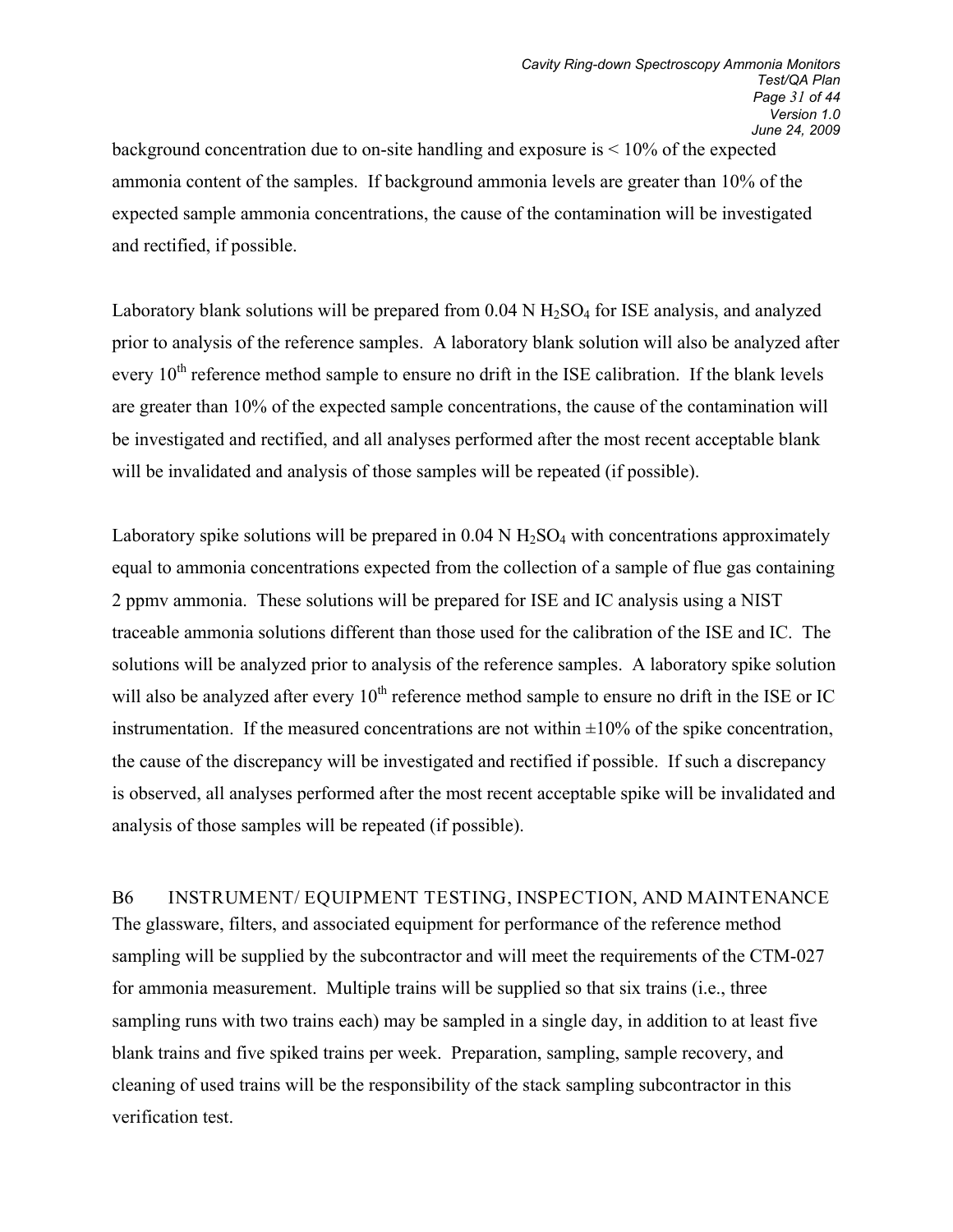background concentration due to on-site handling and exposure is < 10% of the expected ammonia content of the samples. If background ammonia levels are greater than 10% of the expected sample ammonia concentrations, the cause of the contamination will be investigated and rectified, if possible.

Laboratory blank solutions will be prepared from 0.04 N $H_2SO_4$ for ISE analysis, and analyzed prior to analysis of the reference samples. A laboratory blank solution will also be analyzed after every 10th reference method sample to ensure no drift in the ISE calibration. If the blank levels are greater than 10% of the expected sample concentrations, the cause of the contamination will be investigated and rectified, and all analyses performed after the most recent acceptable blank will be invalidated and analysis of those samples will be repeated (if possible).

Laboratory spike solutions will be prepared in 0.04 N $H_2SO_4$ with concentrations approximately equal to ammonia concentrations expected from the collection of a sample of flue gas containing 2 ppmv ammonia. These solutions will be prepared for ISE and IC analysis using a NIST traceable ammonia solutions different than those used for the calibration of the ISE and IC. The solutions will be analyzed prior to analysis of the reference samples. A laboratory spike solution will also be analyzed after every 10th reference method sample to ensure no drift in the ISE or IC instrumentation. If the measured concentrations are not within ±10% of the spike concentration, the cause of the discrepancy will be investigated and rectified if possible. If such a discrepancy is observed, all analyses performed after the most recent acceptable spike will be invalidated and analysis of those samples will be repeated (if possible).

## B6 INSTRUMENT/ EQUIPMENT TESTING, INSPECTION, AND MAINTENANCE

The glassware, filters, and associated equipment for performance of the reference method sampling will be supplied by the subcontractor and will meet the requirements of the CTM-027 for ammonia measurement. Multiple trains will be supplied so that six trains (i.e., three sampling runs with two trains each) may be sampled in a single day, in addition to at least five blank trains and five spiked trains per week. Preparation, sampling, sample recovery, and cleaning of used trains will be the responsibility of the stack sampling subcontractor in this verification test.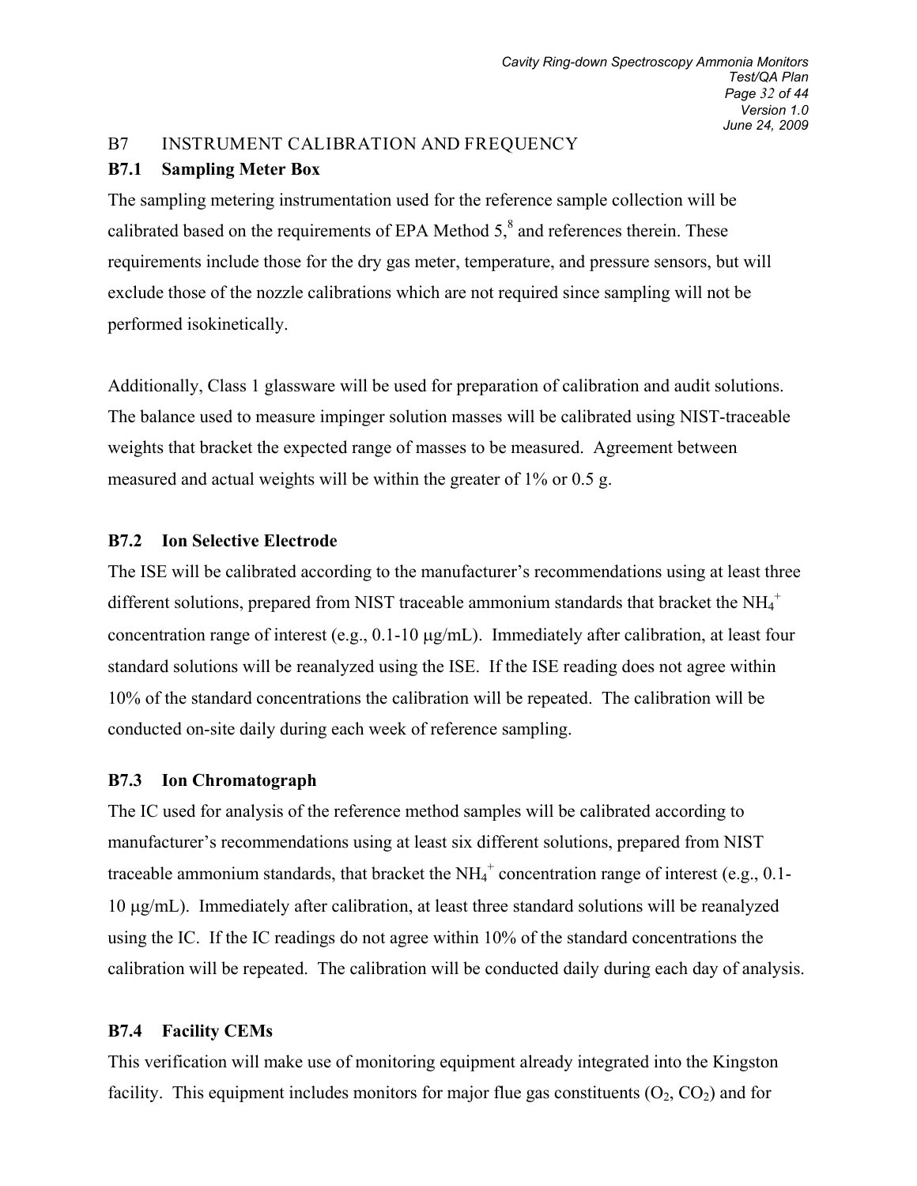## B7 INSTRUMENT CALIBRATION AND FREQUENCY

### B7.1 Sampling Meter Box

The sampling metering instrumentation used for the reference sample collection will be calibrated based on the requirements of EPA Method 5,[8] and references therein. These requirements include those for the dry gas meter, temperature, and pressure sensors, but will exclude those of the nozzle calibrations which are not required since sampling will not be performed isokinetically.

Additionally, Class 1 glassware will be used for preparation of calibration and audit solutions. The balance used to measure impinger solution masses will be calibrated using NIST-traceable weights that bracket the expected range of masses to be measured. Agreement between measured and actual weights will be within the greater of 1% or 0.5 g.

### B7.2 Ion Selective Electrode

The ISE will be calibrated according to the manufacturer's recommendations using at least three different solutions, prepared from NIST traceable ammonium standards that bracket the $NH_4^+$ concentration range of interest (e.g., 0.1-10 µg/mL). Immediately after calibration, at least four standard solutions will be reanalyzed using the ISE. If the ISE reading does not agree within 10% of the standard concentrations the calibration will be repeated. The calibration will be conducted on-site daily during each week of reference sampling.

### B7.3 Ion Chromatograph

The IC used for analysis of the reference method samples will be calibrated according to manufacturer's recommendations using at least six different solutions, prepared from NIST traceable ammonium standards, that bracket the $NH_4^+$ concentration range of interest (e.g., 0.1-10 µg/mL). Immediately after calibration, at least three standard solutions will be reanalyzed using the IC. If the IC readings do not agree within 10% of the standard concentrations the calibration will be repeated. The calibration will be conducted daily during each day of analysis.

### B7.4 Facility CEMs

This verification will make use of monitoring equipment already integrated into the Kingston facility. This equipment includes monitors for major flue gas constituents ($O_2$, $CO_2$) and for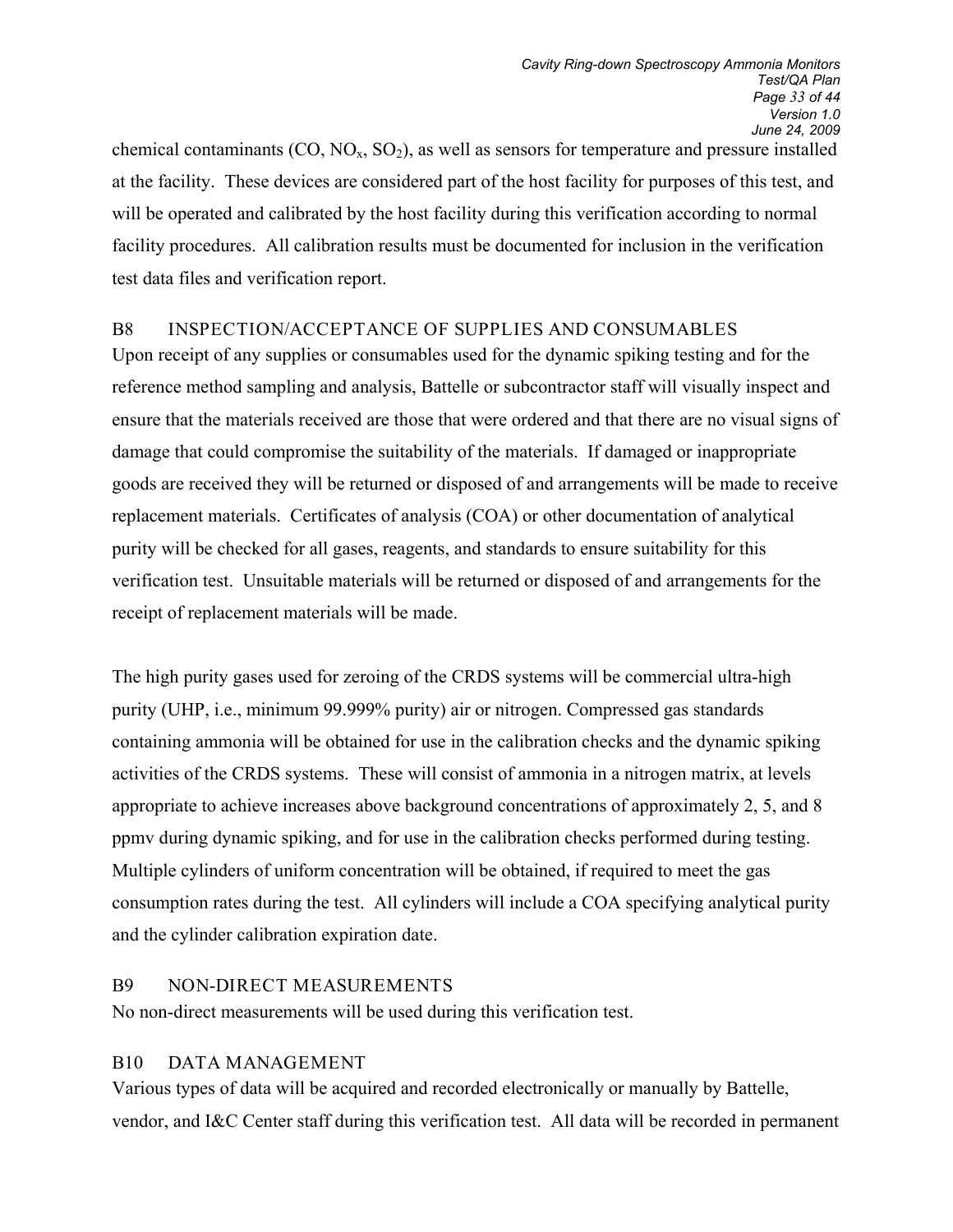chemical contaminants (CO, $NO_x$, $SO_2$), as well as sensors for temperature and pressure installed at the facility. These devices are considered part of the host facility for purposes of this test, and will be operated and calibrated by the host facility during this verification according to normal facility procedures. All calibration results must be documented for inclusion in the verification test data files and verification report.

## B8 INSPECTION/ACCEPTANCE OF SUPPLIES AND CONSUMABLES

Upon receipt of any supplies or consumables used for the dynamic spiking testing and for the reference method sampling and analysis, Battelle or subcontractor staff will visually inspect and ensure that the materials received are those that were ordered and that there are no visual signs of damage that could compromise the suitability of the materials. If damaged or inappropriate goods are received they will be returned or disposed of and arrangements will be made to receive replacement materials. Certificates of analysis (COA) or other documentation of analytical purity will be checked for all gases, reagents, and standards to ensure suitability for this verification test. Unsuitable materials will be returned or disposed of and arrangements for the receipt of replacement materials will be made.

The high purity gases used for zeroing of the CRDS systems will be commercial ultra-high purity (UHP, i.e., minimum 99.999% purity) air or nitrogen. Compressed gas standards containing ammonia will be obtained for use in the calibration checks and the dynamic spiking activities of the CRDS systems. These will consist of ammonia in a nitrogen matrix, at levels appropriate to achieve increases above background concentrations of approximately 2, 5, and 8 ppmv during dynamic spiking, and for use in the calibration checks performed during testing. Multiple cylinders of uniform concentration will be obtained, if required to meet the gas consumption rates during the test. All cylinders will include a COA specifying analytical purity and the cylinder calibration expiration date.

## B9 NON-DIRECT MEASUREMENTS

No non-direct measurements will be used during this verification test.

## B10 DATA MANAGEMENT

Various types of data will be acquired and recorded electronically or manually by Battelle, vendor, and I&C Center staff during this verification test. All data will be recorded in permanent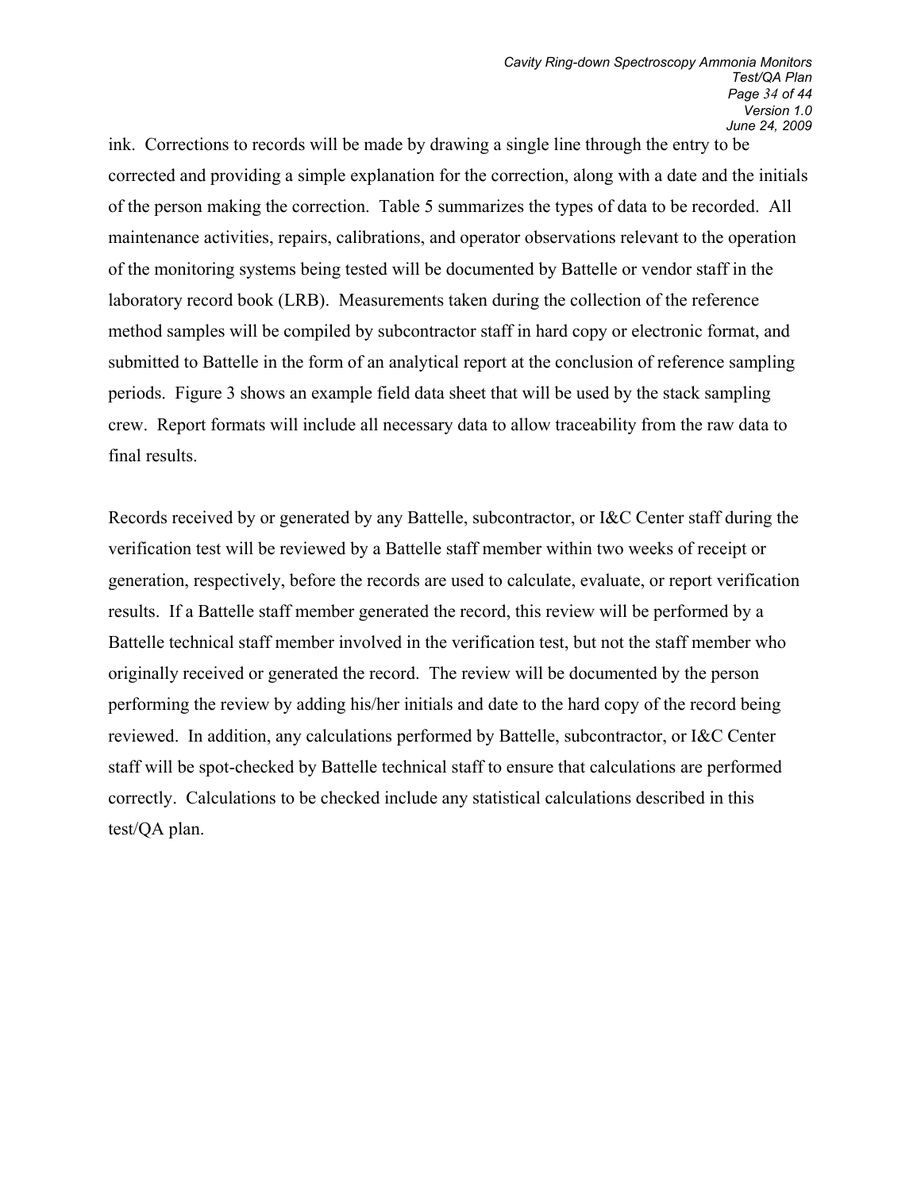ink. Corrections to records will be made by drawing a single line through the entry to be corrected and providing a simple explanation for the correction, along with a date and the initials of the person making the correction. Table 5 summarizes the types of data to be recorded. All maintenance activities, repairs, calibrations, and operator observations relevant to the operation of the monitoring systems being tested will be documented by Battelle or vendor staff in the laboratory record book (LRB). Measurements taken during the collection of the reference method samples will be compiled by subcontractor staff in hard copy or electronic format, and submitted to Battelle in the form of an analytical report at the conclusion of reference sampling periods. Figure 3 shows an example field data sheet that will be used by the stack sampling crew. Report formats will include all necessary data to allow traceability from the raw data to final results.

Records received by or generated by any Battelle, subcontractor, or I&C Center staff during the verification test will be reviewed by a Battelle staff member within two weeks of receipt or generation, respectively, before the records are used to calculate, evaluate, or report verification results. If a Battelle staff member generated the record, this review will be performed by a Battelle technical staff member involved in the verification test, but not the staff member who originally received or generated the record. The review will be documented by the person performing the review by adding his/her initials and date to the hard copy of the record being reviewed. In addition, any calculations performed by Battelle, subcontractor, or I&C Center staff will be spot-checked by Battelle technical staff to ensure that calculations are performed correctly. Calculations to be checked include any statistical calculations described in this test/QA plan.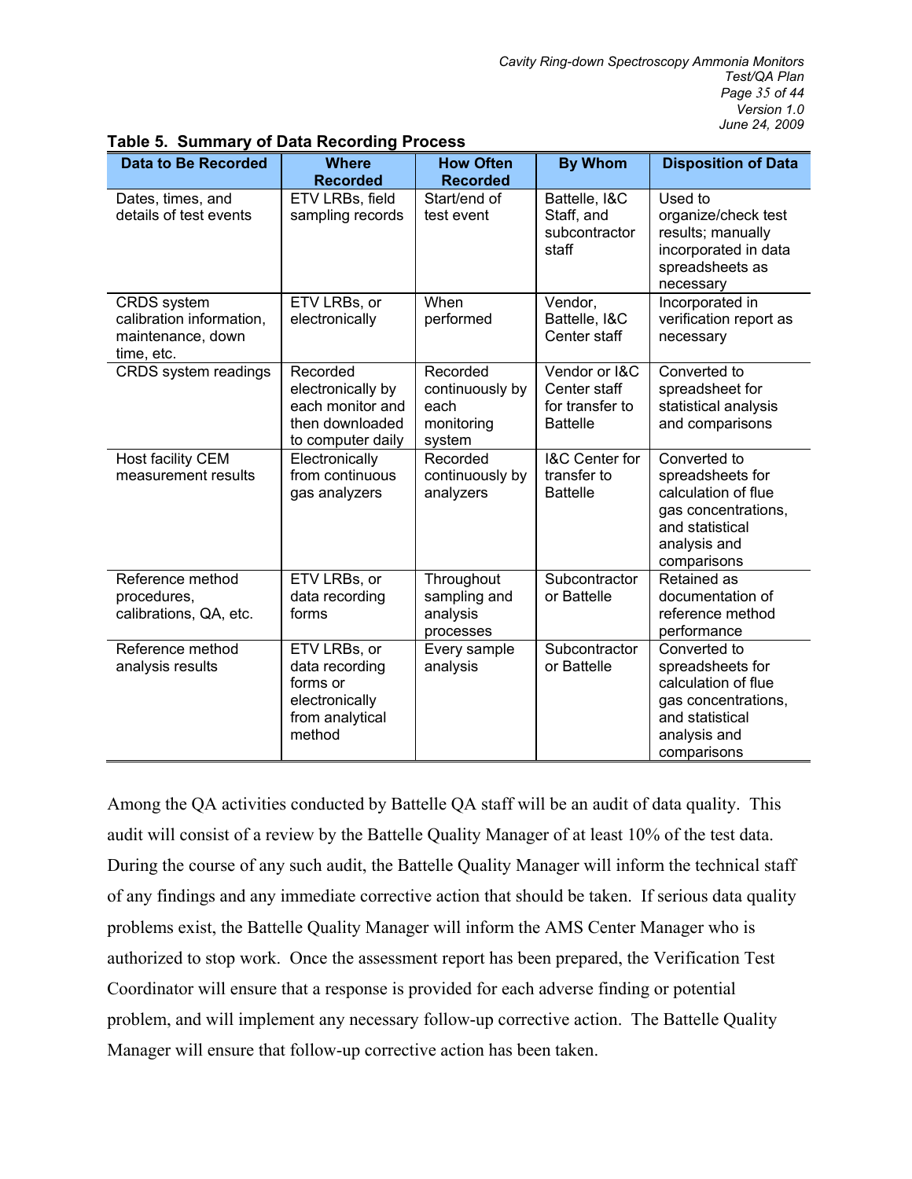**Table 5. Summary of Data Recording Process**

| Data to Be Recorded | Where Recorded | How Often Recorded | By Whom | Disposition of Data |
|---|---|---|---|---|
| Dates, times, and details of test events | ETV LRBs, field sampling records | Start/end of test event | Battelle, I&C Staff, and subcontractor staff | Used to organize/check test results; manually incorporated in data spreadsheets as necessary |
| CRDS system calibration information, maintenance, down time, etc. | ETV LRBs, or electronically | When performed | Vendor, Battelle, I&C Center staff | Incorporated in verification report as necessary |
| CRDS system readings | Recorded electronically by each monitor and then downloaded to computer daily | Recorded continuously by each monitoring system | Vendor or I&C Center staff for transfer to Battelle | Converted to spreadsheet for statistical analysis and comparisons |
| Host facility CEM measurement results | Electronically from continuous gas analyzers | Recorded continuously by analyzers | I&C Center for transfer to Battelle | Converted to spreadsheets for calculation of flue gas concentrations, and statistical analysis and comparisons |
| Reference method procedures, calibrations, QA, etc. | ETV LRBs, or data recording forms | Throughout sampling and analysis processes | Subcontractor or Battelle | Retained as documentation of reference method performance |
| Reference method analysis results | ETV LRBs, or data recording forms or electronically from analytical method | Every sample analysis | Subcontractor or Battelle | Converted to spreadsheets for calculation of flue gas concentrations, and statistical analysis and comparisons |

Among the QA activities conducted by Battelle QA staff will be an audit of data quality. This audit will consist of a review by the Battelle Quality Manager of at least 10% of the test data. During the course of any such audit, the Battelle Quality Manager will inform the technical staff of any findings and any immediate corrective action that should be taken. If serious data quality problems exist, the Battelle Quality Manager will inform the AMS Center Manager who is authorized to stop work. Once the assessment report has been prepared, the Verification Test Coordinator will ensure that a response is provided for each adverse finding or potential problem, and will implement any necessary follow-up corrective action. The Battelle Quality Manager will ensure that follow-up corrective action has been taken.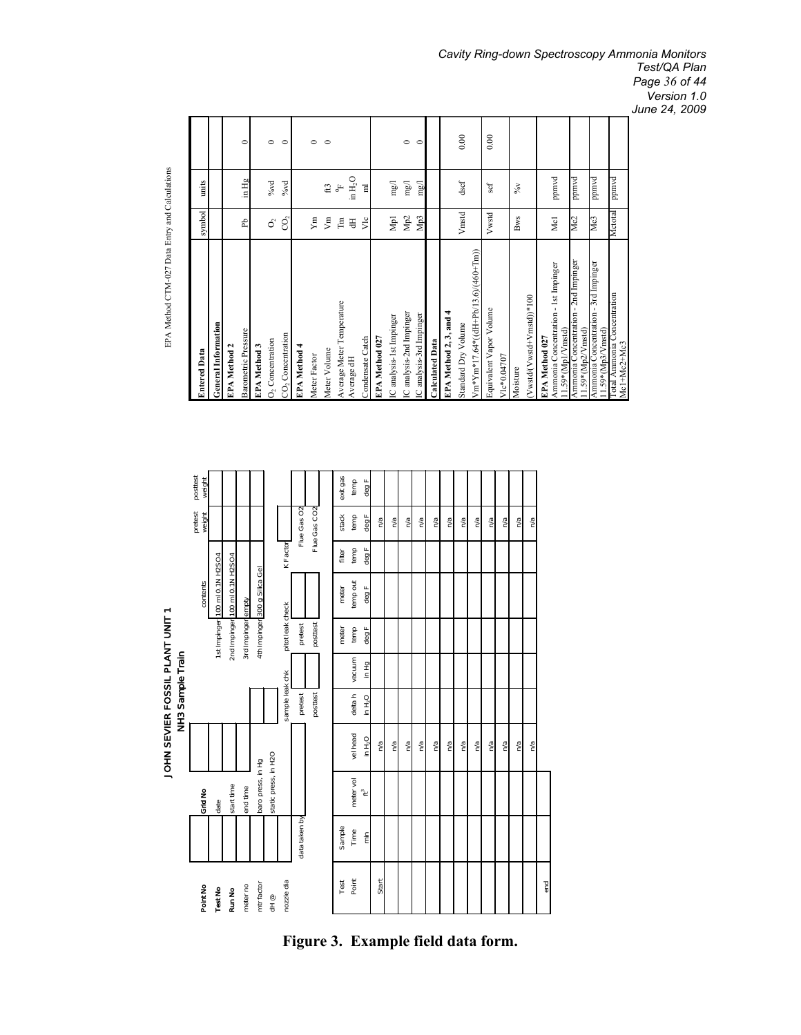## JOHN SEVIER FOSSIL PLANT UNIT 1
### NH3 Sample Train

| | | | |
|---|---|---|---|
| Point No | | Grid No | |
| Test No | | date | |
| Run No | | start time | |
| meter no | | end time | |
| mtr factor | | baro press, in Hg | |
| dH @ | | static press, in H2O | |
| nozzle dia | | | |
| | | data taken by | |

| | contents | pretest weight | posttest weight |
|---|---|---|---|
| 1st Impinger | 100 ml 0.1N H2SO4 | | |
| 2nd Impinger | 100 ml 0.1N H2SO4 | | |
| 3rd Impinger | empty | | |
| 4th Impinger | 300 g Silica Gel | | |

| sample leak chk | | pitot leak check | | K Factor | |
|---|---|---|---|---|---|
| pretest | | pretest | | Flue Gas O2 | |
| posttest | | posttest | | Flue Gas CO2 | |

| Test Point | Sample Time min | meter vol ft$^3$ | vel head in $H_2O$ | delta h in $H_2O$ | vacuum in Hg | meter temp deg F | meter temp out deg F | filter temp deg F | stack temp deg F | exit gas temp deg F |
|---|---|---|---|---|---|---|---|---|---|---|
| Start | | | n/a | | | | | | n/a | |
| | | | n/a | | | | | | n/a | |
| | | | n/a | | | | | | n/a | |
| | | | n/a | | | | | | n/a | |
| | | | n/a | | | | | | n/a | |
| | | | n/a | | | | | | n/a | |
| | | | n/a | | | | | | n/a | |
| | | | n/a | | | | | | n/a | |
| | | | n/a | | | | | | n/a | |
| | | | n/a | | | | | | n/a | |
| | | | n/a | | | | | | n/a | |
| end | | | | | | | | | | |

EPA Method CTM-027 Data Entry and Calculations

| Entered Data | symbol | units | |
|---|---|---|---|
| **General Information** | | | |
| **EPA Method 2** | | | |
| Barometric Pressure | Pb | in Hg | 0 |
| **EPA Method 3** | | | |
| $O_2$ Concentration | $O_2$ | %vd | 0 |
| $CO_2$ Concentration | $CO_2$ | %vd | 0 |
| **EPA Method 4** | | | |
| Meter Factor | Ym | | 0 |
| Meter Volume | Vm | ft3 | 0 |
| Average Meter Temperature | Tm | °F | |
| Average dH | dH | in $H_2O$ | |
| Condensate Catch | Vlc | ml | |
| **EPA Method 027** | | | |
| IC analysis- 1st Impinger | Mp1 | mg/l | |
| IC analysis-2nd Impinger | Mp2 | mg/l | 0 |
| IC analysis-3rd Impinger | Mp3 | mg/l | 0 |
| **Calculated Data** | | | |
| **EPA Method 2, 3, and 4** | | | |
| Standard Dry Volume<br>Vm\*Ym\*17.64\*((dH+Pb/13.6)/(460+Tm)) | Vmstd | dscf | 0.00 |
| Equivalent Vapor Volume<br>Vlc\*0.04707 | Vwstd | scf | 0.00 |
| Moisture<br>(Vwstd/(Vwstd+Vmstd))\*100 | Bws | %v | |
| **EPA Method 027**<br>Ammonia Concentration - 1st Impinger<br>11.59\*(Mp1/Vmstd) | Mc1 | ppmvd | |
| Ammonia Concentration - 2nd Impinger<br>11.59\*(Mp2/Vmstd) | Mc2 | ppmvd | |
| Ammonia Concentration - 3rd Impinger<br>11.59\*(Mp3/Vmstd) | Mc3 | ppmvd | |
| Total Ammonia Concentration<br>Mc1+Mc2+Mc3 | Mctotal | ppmvd | |

**Figure 3. Example field data form.**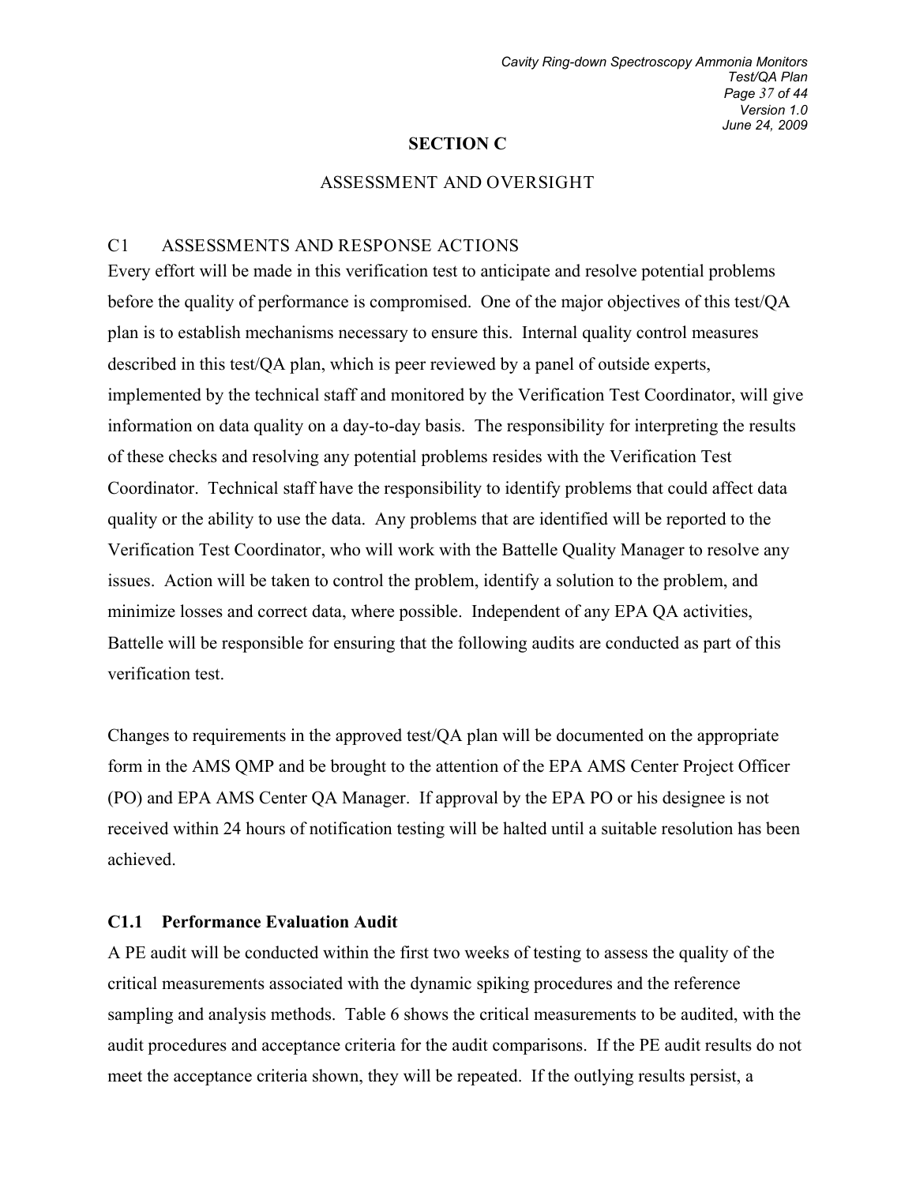## SECTION C

### ASSESSMENT AND OVERSIGHT

### C1 ASSESSMENTS AND RESPONSE ACTIONS

Every effort will be made in this verification test to anticipate and resolve potential problems before the quality of performance is compromised. One of the major objectives of this test/QA plan is to establish mechanisms necessary to ensure this. Internal quality control measures described in this test/QA plan, which is peer reviewed by a panel of outside experts, implemented by the technical staff and monitored by the Verification Test Coordinator, will give information on data quality on a day-to-day basis. The responsibility for interpreting the results of these checks and resolving any potential problems resides with the Verification Test Coordinator. Technical staff have the responsibility to identify problems that could affect data quality or the ability to use the data. Any problems that are identified will be reported to the Verification Test Coordinator, who will work with the Battelle Quality Manager to resolve any issues. Action will be taken to control the problem, identify a solution to the problem, and minimize losses and correct data, where possible. Independent of any EPA QA activities, Battelle will be responsible for ensuring that the following audits are conducted as part of this verification test.

Changes to requirements in the approved test/QA plan will be documented on the appropriate form in the AMS QMP and be brought to the attention of the EPA AMS Center Project Officer (PO) and EPA AMS Center QA Manager. If approval by the EPA PO or his designee is not received within 24 hours of notification testing will be halted until a suitable resolution has been achieved.

#### C1.1 Performance Evaluation Audit

A PE audit will be conducted within the first two weeks of testing to assess the quality of the critical measurements associated with the dynamic spiking procedures and the reference sampling and analysis methods. Table 6 shows the critical measurements to be audited, with the audit procedures and acceptance criteria for the audit comparisons. If the PE audit results do not meet the acceptance criteria shown, they will be repeated. If the outlying results persist, a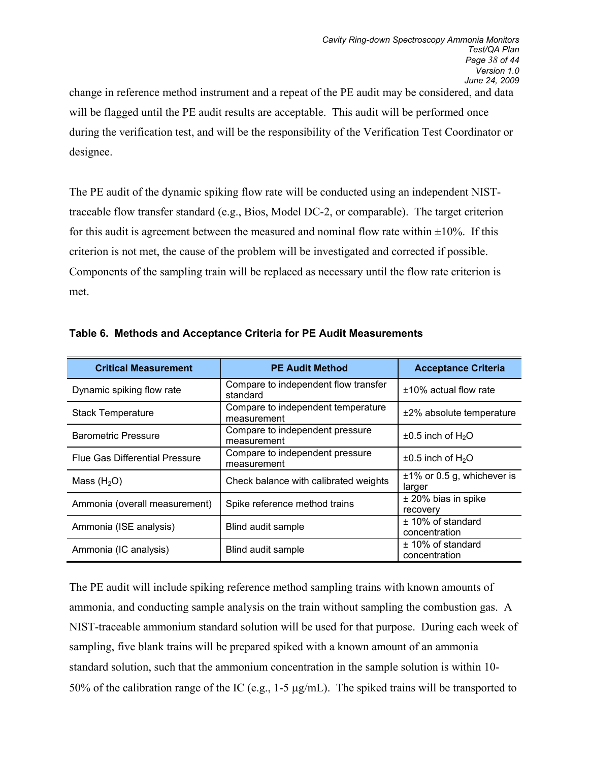change in reference method instrument and a repeat of the PE audit may be considered, and data will be flagged until the PE audit results are acceptable. This audit will be performed once during the verification test, and will be the responsibility of the Verification Test Coordinator or designee.

The PE audit of the dynamic spiking flow rate will be conducted using an independent NIST-traceable flow transfer standard (e.g., Bios, Model DC-2, or comparable). The target criterion for this audit is agreement between the measured and nominal flow rate within ±10%. If this criterion is not met, the cause of the problem will be investigated and corrected if possible. Components of the sampling train will be replaced as necessary until the flow rate criterion is met.

**Table 6. Methods and Acceptance Criteria for PE Audit Measurements**

| Critical Measurement | PE Audit Method | Acceptance Criteria |
|---|---|---|
| Dynamic spiking flow rate | Compare to independent flow transfer standard | ±10% actual flow rate |
| Stack Temperature | Compare to independent temperature measurement | ±2% absolute temperature |
| Barometric Pressure | Compare to independent pressure measurement | ±0.5 inch of $H_2O$ |
| Flue Gas Differential Pressure | Compare to independent pressure measurement | ±0.5 inch of $H_2O$ |
| Mass ($H_2O$) | Check balance with calibrated weights | ±1% or 0.5 g, whichever is larger |
| Ammonia (overall measurement) | Spike reference method trains | ± 20% bias in spike recovery |
| Ammonia (ISE analysis) | Blind audit sample | ± 10% of standard concentration |
| Ammonia (IC analysis) | Blind audit sample | ± 10% of standard concentration |

The PE audit will include spiking reference method sampling trains with known amounts of ammonia, and conducting sample analysis on the train without sampling the combustion gas. A NIST-traceable ammonium standard solution will be used for that purpose. During each week of sampling, five blank trains will be prepared spiked with a known amount of an ammonia standard solution, such that the ammonium concentration in the sample solution is within 10-50% of the calibration range of the IC (e.g., 1-5 μg/mL). The spiked trains will be transported to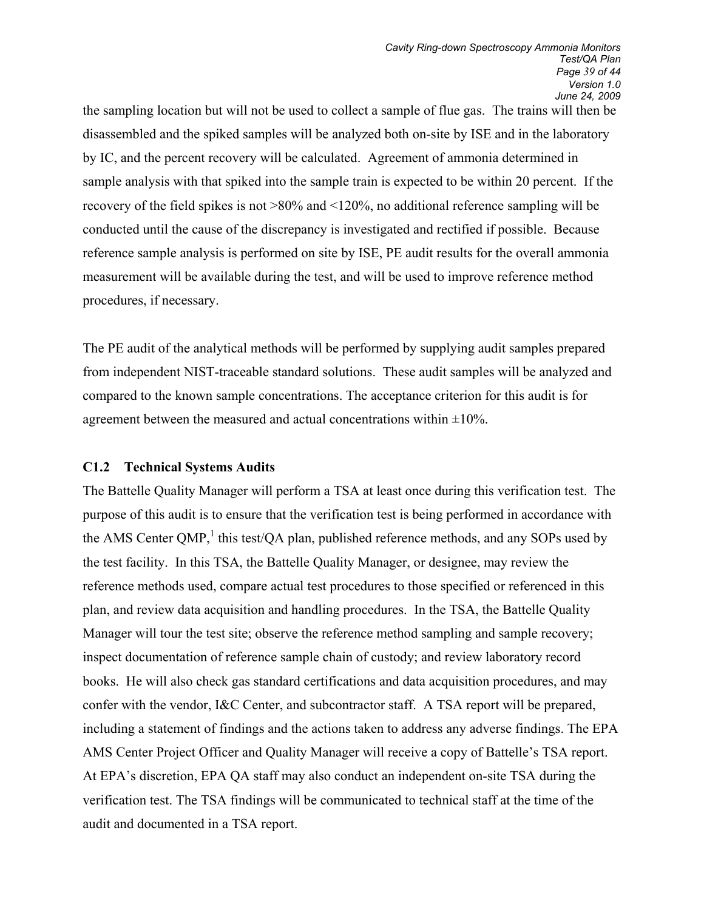the sampling location but will not be used to collect a sample of flue gas. The trains will then be disassembled and the spiked samples will be analyzed both on-site by ISE and in the laboratory by IC, and the percent recovery will be calculated. Agreement of ammonia determined in sample analysis with that spiked into the sample train is expected to be within 20 percent. If the recovery of the field spikes is not >80% and <120%, no additional reference sampling will be conducted until the cause of the discrepancy is investigated and rectified if possible. Because reference sample analysis is performed on site by ISE, PE audit results for the overall ammonia measurement will be available during the test, and will be used to improve reference method procedures, if necessary.

The PE audit of the analytical methods will be performed by supplying audit samples prepared from independent NIST-traceable standard solutions. These audit samples will be analyzed and compared to the known sample concentrations. The acceptance criterion for this audit is for agreement between the measured and actual concentrations within ±10%.

### C1.2 Technical Systems Audits

The Battelle Quality Manager will perform a TSA at least once during this verification test. The purpose of this audit is to ensure that the verification test is being performed in accordance with the AMS Center QMP,[1] this test/QA plan, published reference methods, and any SOPs used by the test facility. In this TSA, the Battelle Quality Manager, or designee, may review the reference methods used, compare actual test procedures to those specified or referenced in this plan, and review data acquisition and handling procedures. In the TSA, the Battelle Quality Manager will tour the test site; observe the reference method sampling and sample recovery; inspect documentation of reference sample chain of custody; and review laboratory record books. He will also check gas standard certifications and data acquisition procedures, and may confer with the vendor, I&C Center, and subcontractor staff. A TSA report will be prepared, including a statement of findings and the actions taken to address any adverse findings. The EPA AMS Center Project Officer and Quality Manager will receive a copy of Battelle's TSA report. At EPA's discretion, EPA QA staff may also conduct an independent on-site TSA during the verification test. The TSA findings will be communicated to technical staff at the time of the audit and documented in a TSA report.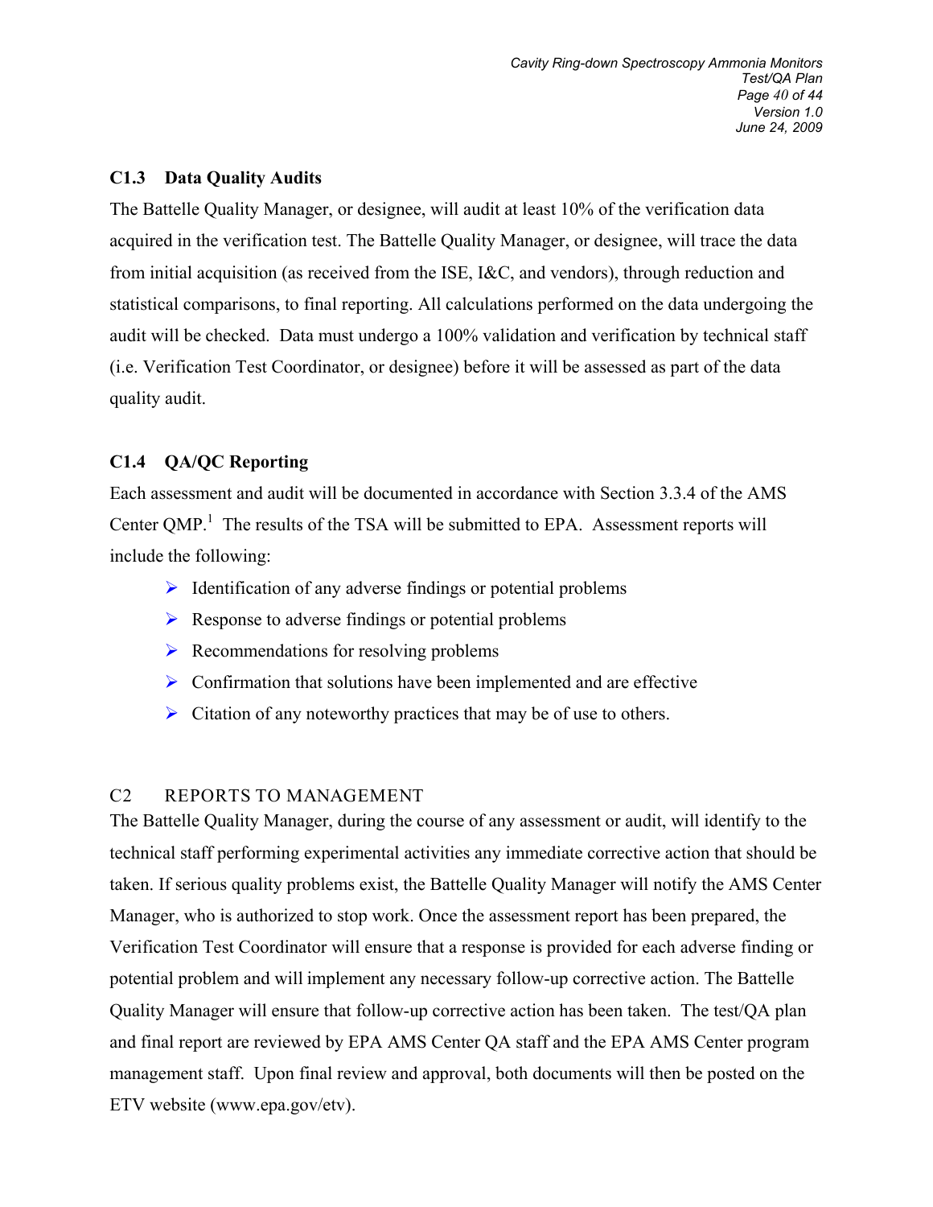### C1.3 Data Quality Audits

The Battelle Quality Manager, or designee, will audit at least 10% of the verification data acquired in the verification test. The Battelle Quality Manager, or designee, will trace the data from initial acquisition (as received from the ISE, I&C, and vendors), through reduction and statistical comparisons, to final reporting. All calculations performed on the data undergoing the audit will be checked. Data must undergo a 100% validation and verification by technical staff (i.e. Verification Test Coordinator, or designee) before it will be assessed as part of the data quality audit.

### C1.4 QA/QC Reporting

Each assessment and audit will be documented in accordance with Section 3.3.4 of the AMS Center QMP.[1] The results of the TSA will be submitted to EPA. Assessment reports will include the following:

- Identification of any adverse findings or potential problems
- Response to adverse findings or potential problems
- Recommendations for resolving problems
- Confirmation that solutions have been implemented and are effective
- Citation of any noteworthy practices that may be of use to others.

## C2 REPORTS TO MANAGEMENT

The Battelle Quality Manager, during the course of any assessment or audit, will identify to the technical staff performing experimental activities any immediate corrective action that should be taken. If serious quality problems exist, the Battelle Quality Manager will notify the AMS Center Manager, who is authorized to stop work. Once the assessment report has been prepared, the Verification Test Coordinator will ensure that a response is provided for each adverse finding or potential problem and will implement any necessary follow-up corrective action. The Battelle Quality Manager will ensure that follow-up corrective action has been taken. The test/QA plan and final report are reviewed by EPA AMS Center QA staff and the EPA AMS Center program management staff. Upon final review and approval, both documents will then be posted on the ETV website (www.epa.gov/etv).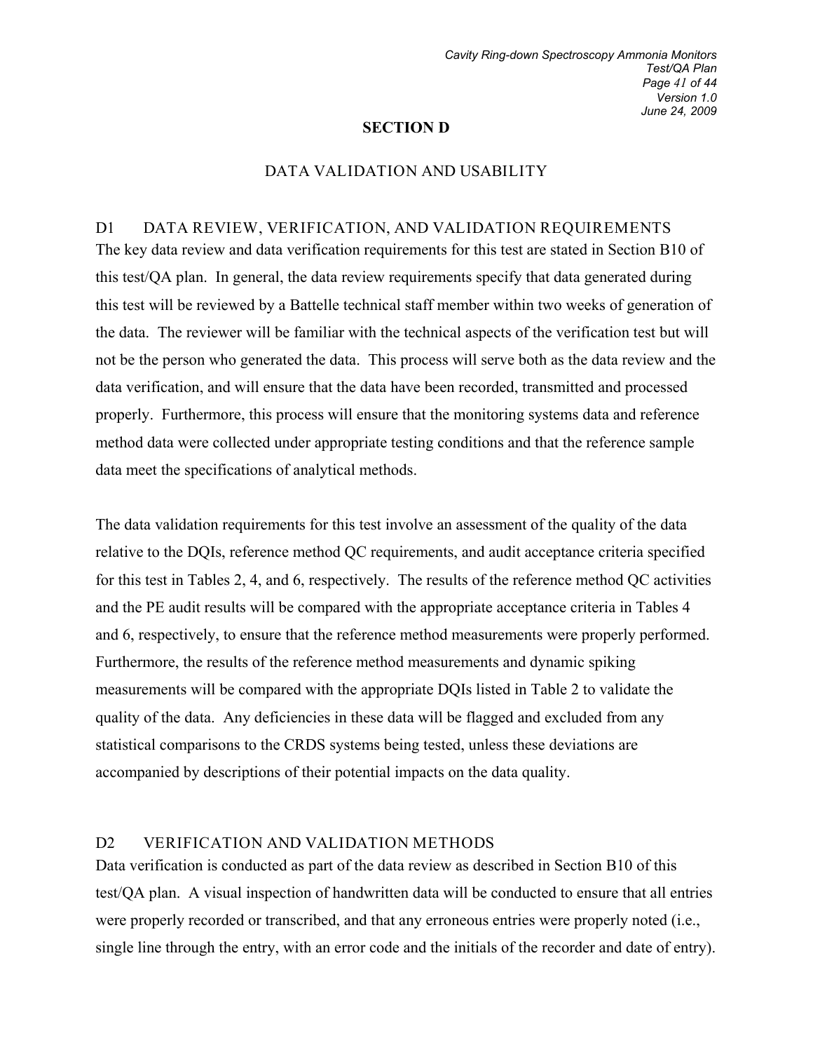# SECTION D

## DATA VALIDATION AND USABILITY

### D1 DATA REVIEW, VERIFICATION, AND VALIDATION REQUIREMENTS

The key data review and data verification requirements for this test are stated in Section B10 of this test/QA plan. In general, the data review requirements specify that data generated during this test will be reviewed by a Battelle technical staff member within two weeks of generation of the data. The reviewer will be familiar with the technical aspects of the verification test but will not be the person who generated the data. This process will serve both as the data review and the data verification, and will ensure that the data have been recorded, transmitted and processed properly. Furthermore, this process will ensure that the monitoring systems data and reference method data were collected under appropriate testing conditions and that the reference sample data meet the specifications of analytical methods.

The data validation requirements for this test involve an assessment of the quality of the data relative to the DQIs, reference method QC requirements, and audit acceptance criteria specified for this test in Tables 2, 4, and 6, respectively. The results of the reference method QC activities and the PE audit results will be compared with the appropriate acceptance criteria in Tables 4 and 6, respectively, to ensure that the reference method measurements were properly performed. Furthermore, the results of the reference method measurements and dynamic spiking measurements will be compared with the appropriate DQIs listed in Table 2 to validate the quality of the data. Any deficiencies in these data will be flagged and excluded from any statistical comparisons to the CRDS systems being tested, unless these deviations are accompanied by descriptions of their potential impacts on the data quality.

### D2 VERIFICATION AND VALIDATION METHODS

Data verification is conducted as part of the data review as described in Section B10 of this test/QA plan. A visual inspection of handwritten data will be conducted to ensure that all entries were properly recorded or transcribed, and that any erroneous entries were properly noted (i.e., single line through the entry, with an error code and the initials of the recorder and date of entry).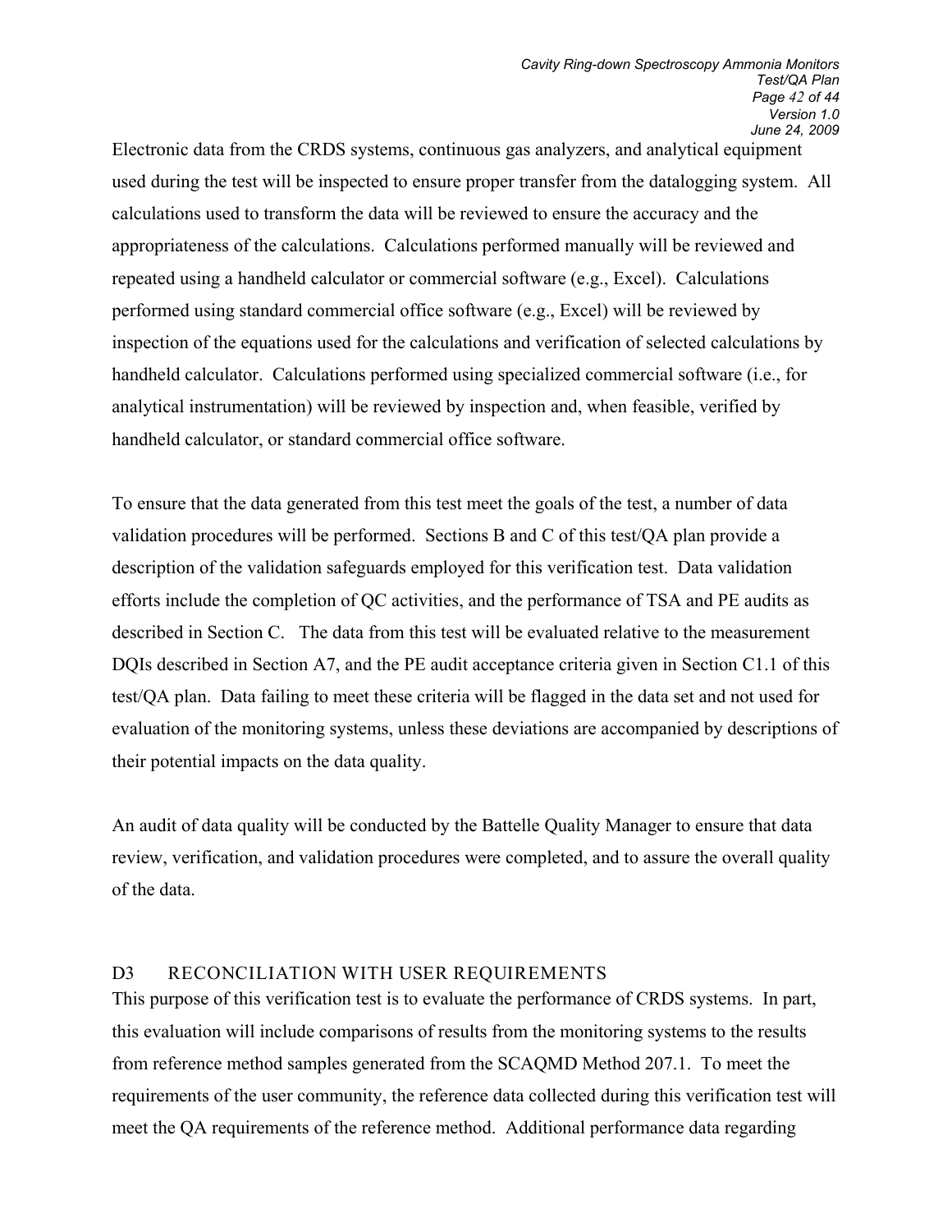Electronic data from the CRDS systems, continuous gas analyzers, and analytical equipment used during the test will be inspected to ensure proper transfer from the datalogging system. All calculations used to transform the data will be reviewed to ensure the accuracy and the appropriateness of the calculations. Calculations performed manually will be reviewed and repeated using a handheld calculator or commercial software (e.g., Excel). Calculations performed using standard commercial office software (e.g., Excel) will be reviewed by inspection of the equations used for the calculations and verification of selected calculations by handheld calculator. Calculations performed using specialized commercial software (i.e., for analytical instrumentation) will be reviewed by inspection and, when feasible, verified by handheld calculator, or standard commercial office software.

To ensure that the data generated from this test meet the goals of the test, a number of data validation procedures will be performed. Sections B and C of this test/QA plan provide a description of the validation safeguards employed for this verification test. Data validation efforts include the completion of QC activities, and the performance of TSA and PE audits as described in Section C. The data from this test will be evaluated relative to the measurement DQIs described in Section A7, and the PE audit acceptance criteria given in Section C1.1 of this test/QA plan. Data failing to meet these criteria will be flagged in the data set and not used for evaluation of the monitoring systems, unless these deviations are accompanied by descriptions of their potential impacts on the data quality.

An audit of data quality will be conducted by the Battelle Quality Manager to ensure that data review, verification, and validation procedures were completed, and to assure the overall quality of the data.

## D3 RECONCILIATION WITH USER REQUIREMENTS

This purpose of this verification test is to evaluate the performance of CRDS systems. In part, this evaluation will include comparisons of results from the monitoring systems to the results from reference method samples generated from the SCAQMD Method 207.1. To meet the requirements of the user community, the reference data collected during this verification test will meet the QA requirements of the reference method. Additional performance data regarding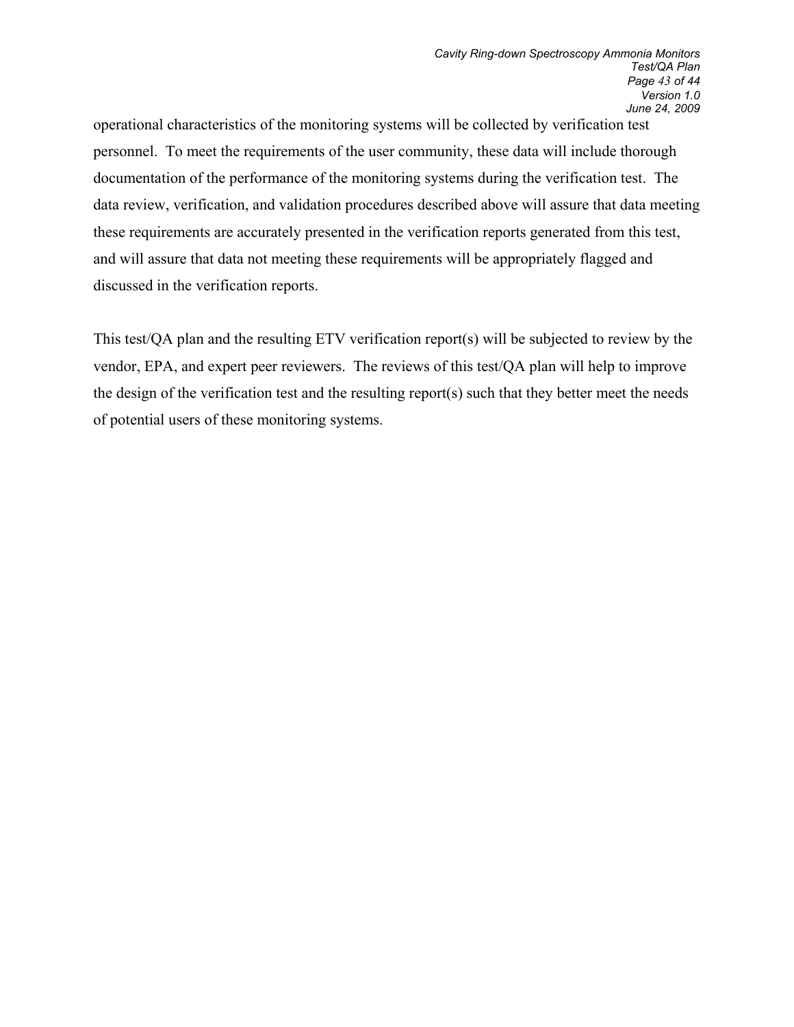operational characteristics of the monitoring systems will be collected by verification test personnel. To meet the requirements of the user community, these data will include thorough documentation of the performance of the monitoring systems during the verification test. The data review, verification, and validation procedures described above will assure that data meeting these requirements are accurately presented in the verification reports generated from this test, and will assure that data not meeting these requirements will be appropriately flagged and discussed in the verification reports.

This test/QA plan and the resulting ETV verification report(s) will be subjected to review by the vendor, EPA, and expert peer reviewers. The reviews of this test/QA plan will help to improve the design of the verification test and the resulting report(s) such that they better meet the needs of potential users of these monitoring systems.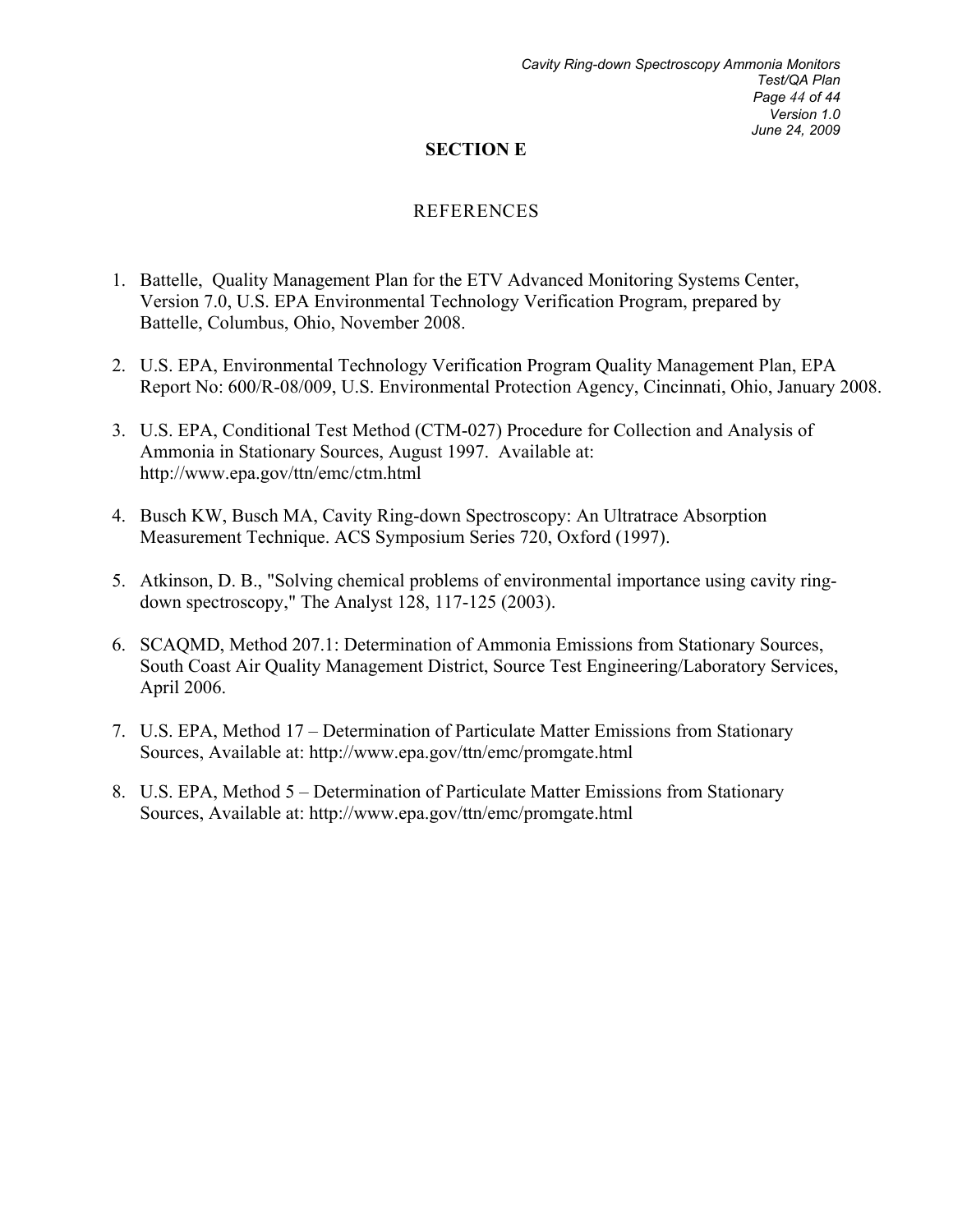## SECTION E

## REFERENCES

1. Battelle, Quality Management Plan for the ETV Advanced Monitoring Systems Center, Version 7.0, U.S. EPA Environmental Technology Verification Program, prepared by Battelle, Columbus, Ohio, November 2008.

2. U.S. EPA, Environmental Technology Verification Program Quality Management Plan, EPA Report No: 600/R-08/009, U.S. Environmental Protection Agency, Cincinnati, Ohio, January 2008.

3. U.S. EPA, Conditional Test Method (CTM-027) Procedure for Collection and Analysis of Ammonia in Stationary Sources, August 1997. Available at: http://www.epa.gov/ttn/emc/ctm.html

4. Busch KW, Busch MA, Cavity Ring-down Spectroscopy: An Ultratrace Absorption Measurement Technique. ACS Symposium Series 720, Oxford (1997).

5. Atkinson, D. B., "Solving chemical problems of environmental importance using cavity ring-down spectroscopy," The Analyst 128, 117-125 (2003).

6. SCAQMD, Method 207.1: Determination of Ammonia Emissions from Stationary Sources, South Coast Air Quality Management District, Source Test Engineering/Laboratory Services, April 2006.

7. U.S. EPA, Method 17 – Determination of Particulate Matter Emissions from Stationary Sources, Available at: http://www.epa.gov/ttn/emc/promgate.html

8. U.S. EPA, Method 5 – Determination of Particulate Matter Emissions from Stationary Sources, Available at: http://www.epa.gov/ttn/emc/promgate.html